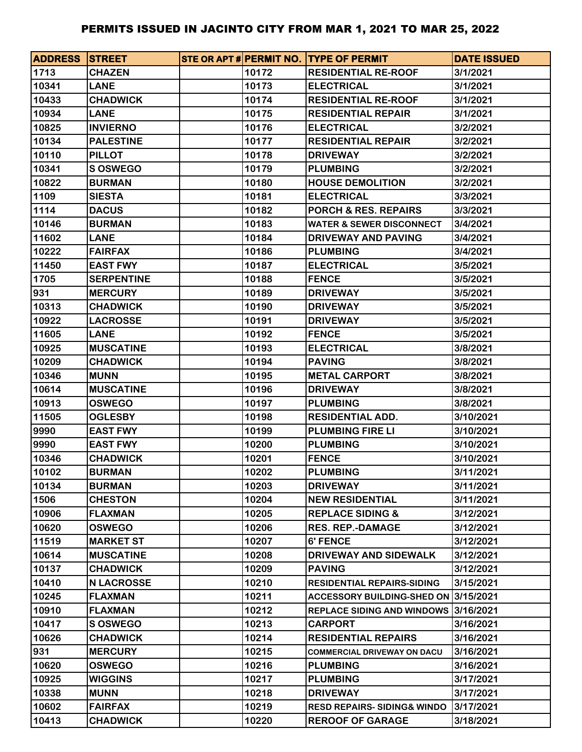# PERMITS ISSUED IN JACINTO CITY FROM MAR 1, 2021 TO MAR 25, 2022

| ADDRESS | STREET | STE OR APT # | PERMIT NO. | TYPE OF PERMIT | DATE ISSUED |
|---|---|---|---|---|---|
| 1713 | CHAZEN | | 10172 | RESIDENTIAL RE-ROOF | 3/1/2021 |
| 10341 | LANE | | 10173 | ELECTRICAL | 3/1/2021 |
| 10433 | CHADWICK | | 10174 | RESIDENTIAL RE-ROOF | 3/1/2021 |
| 10934 | LANE | | 10175 | RESIDENTIAL REPAIR | 3/1/2021 |
| 10825 | INVIERNO | | 10176 | ELECTRICAL | 3/2/2021 |
| 10134 | PALESTINE | | 10177 | RESIDENTIAL REPAIR | 3/2/2021 |
| 10110 | PILLOT | | 10178 | DRIVEWAY | 3/2/2021 |
| 10341 | S OSWEGO | | 10179 | PLUMBING | 3/2/2021 |
| 10822 | BURMAN | | 10180 | HOUSE DEMOLITION | 3/2/2021 |
| 1109 | SIESTA | | 10181 | ELECTRICAL | 3/3/2021 |
| 1114 | DACUS | | 10182 | PORCH & RES. REPAIRS | 3/3/2021 |
| 10146 | BURMAN | | 10183 | WATER & SEWER DISCONNECT | 3/4/2021 |
| 11602 | LANE | | 10184 | DRIVEWAY AND PAVING | 3/4/2021 |
| 10222 | FAIRFAX | | 10186 | PLUMBING | 3/4/2021 |
| 11450 | EAST FWY | | 10187 | ELECTRICAL | 3/5/2021 |
| 1705 | SERPENTINE | | 10188 | FENCE | 3/5/2021 |
| 931 | MERCURY | | 10189 | DRIVEWAY | 3/5/2021 |
| 10313 | CHADWICK | | 10190 | DRIVEWAY | 3/5/2021 |
| 10922 | LACROSSE | | 10191 | DRIVEWAY | 3/5/2021 |
| 11605 | LANE | | 10192 | FENCE | 3/5/2021 |
| 10925 | MUSCATINE | | 10193 | ELECTRICAL | 3/8/2021 |
| 10209 | CHADWICK | | 10194 | PAVING | 3/8/2021 |
| 10346 | MUNN | | 10195 | METAL CARPORT | 3/8/2021 |
| 10614 | MUSCATINE | | 10196 | DRIVEWAY | 3/8/2021 |
| 10913 | OSWEGO | | 10197 | PLUMBING | 3/8/2021 |
| 11505 | OGLESBY | | 10198 | RESIDENTIAL ADD. | 3/10/2021 |
| 9990 | EAST FWY | | 10199 | PLUMBING FIRE LI | 3/10/2021 |
| 9990 | EAST FWY | | 10200 | PLUMBING | 3/10/2021 |
| 10346 | CHADWICK | | 10201 | FENCE | 3/10/2021 |
| 10102 | BURMAN | | 10202 | PLUMBING | 3/11/2021 |
| 10134 | BURMAN | | 10203 | DRIVEWAY | 3/11/2021 |
| 1506 | CHESTON | | 10204 | NEW RESIDENTIAL | 3/11/2021 |
| 10906 | FLAXMAN | | 10205 | REPLACE SIDING & | 3/12/2021 |
| 10620 | OSWEGO | | 10206 | RES. REP.-DAMAGE | 3/12/2021 |
| 11519 | MARKET ST | | 10207 | 6' FENCE | 3/12/2021 |
| 10614 | MUSCATINE | | 10208 | DRIVEWAY AND SIDEWALK | 3/12/2021 |
| 10137 | CHADWICK | | 10209 | PAVING | 3/12/2021 |
| 10410 | N LACROSSE | | 10210 | RESIDENTIAL REPAIRS-SIDING | 3/15/2021 |
| 10245 | FLAXMAN | | 10211 | ACCESSORY BUILDING-SHED ON | 3/15/2021 |
| 10910 | FLAXMAN | | 10212 | REPLACE SIDING AND WINDOWS | 3/16/2021 |
| 10417 | S OSWEGO | | 10213 | CARPORT | 3/16/2021 |
| 10626 | CHADWICK | | 10214 | RESIDENTIAL REPAIRS | 3/16/2021 |
| 931 | MERCURY | | 10215 | COMMERCIAL DRIVEWAY ON DACU | 3/16/2021 |
| 10620 | OSWEGO | | 10216 | PLUMBING | 3/16/2021 |
| 10925 | WIGGINS | | 10217 | PLUMBING | 3/17/2021 |
| 10338 | MUNN | | 10218 | DRIVEWAY | 3/17/2021 |
| 10602 | FAIRFAX | | 10219 | RESD REPAIRS- SIDING& WINDO | 3/17/2021 |
| 10413 | CHADWICK | | 10220 | REROOF OF GARAGE | 3/18/2021 |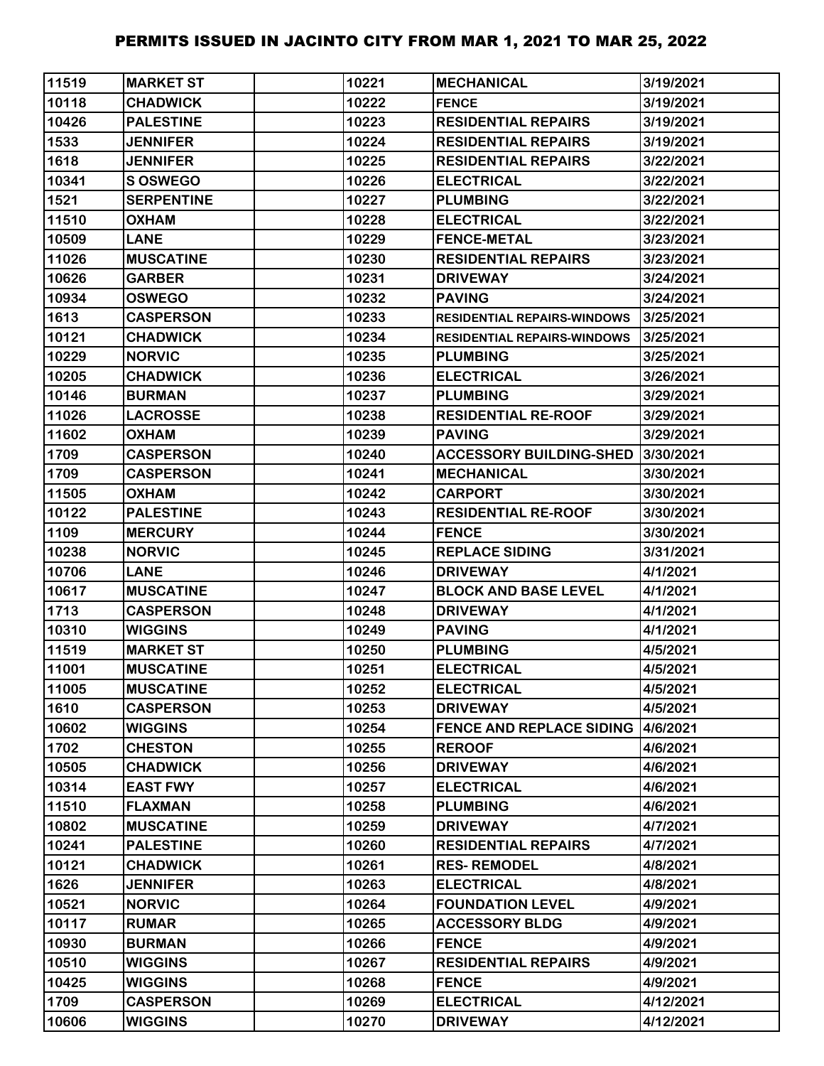# PERMITS ISSUED IN JACINTO CITY FROM MAR 1, 2021 TO MAR 25, 2022

| | | | | | |
|---|---|---|---|---|---|
| 11519 | MARKET ST | | 10221 | MECHANICAL | 3/19/2021 |
| 10118 | CHADWICK | | 10222 | FENCE | 3/19/2021 |
| 10426 | PALESTINE | | 10223 | RESIDENTIAL REPAIRS | 3/19/2021 |
| 1533 | JENNIFER | | 10224 | RESIDENTIAL REPAIRS | 3/19/2021 |
| 1618 | JENNIFER | | 10225 | RESIDENTIAL REPAIRS | 3/22/2021 |
| 10341 | S OSWEGO | | 10226 | ELECTRICAL | 3/22/2021 |
| 1521 | SERPENTINE | | 10227 | PLUMBING | 3/22/2021 |
| 11510 | OXHAM | | 10228 | ELECTRICAL | 3/22/2021 |
| 10509 | LANE | | 10229 | FENCE-METAL | 3/23/2021 |
| 11026 | MUSCATINE | | 10230 | RESIDENTIAL REPAIRS | 3/23/2021 |
| 10626 | GARBER | | 10231 | DRIVEWAY | 3/24/2021 |
| 10934 | OSWEGO | | 10232 | PAVING | 3/24/2021 |
| 1613 | CASPERSON | | 10233 | RESIDENTIAL REPAIRS-WINDOWS | 3/25/2021 |
| 10121 | CHADWICK | | 10234 | RESIDENTIAL REPAIRS-WINDOWS | 3/25/2021 |
| 10229 | NORVIC | | 10235 | PLUMBING | 3/25/2021 |
| 10205 | CHADWICK | | 10236 | ELECTRICAL | 3/26/2021 |
| 10146 | BURMAN | | 10237 | PLUMBING | 3/29/2021 |
| 11026 | LACROSSE | | 10238 | RESIDENTIAL RE-ROOF | 3/29/2021 |
| 11602 | OXHAM | | 10239 | PAVING | 3/29/2021 |
| 1709 | CASPERSON | | 10240 | ACCESSORY BUILDING-SHED | 3/30/2021 |
| 1709 | CASPERSON | | 10241 | MECHANICAL | 3/30/2021 |
| 11505 | OXHAM | | 10242 | CARPORT | 3/30/2021 |
| 10122 | PALESTINE | | 10243 | RESIDENTIAL RE-ROOF | 3/30/2021 |
| 1109 | MERCURY | | 10244 | FENCE | 3/30/2021 |
| 10238 | NORVIC | | 10245 | REPLACE SIDING | 3/31/2021 |
| 10706 | LANE | | 10246 | DRIVEWAY | 4/1/2021 |
| 10617 | MUSCATINE | | 10247 | BLOCK AND BASE LEVEL | 4/1/2021 |
| 1713 | CASPERSON | | 10248 | DRIVEWAY | 4/1/2021 |
| 10310 | WIGGINS | | 10249 | PAVING | 4/1/2021 |
| 11519 | MARKET ST | | 10250 | PLUMBING | 4/5/2021 |
| 11001 | MUSCATINE | | 10251 | ELECTRICAL | 4/5/2021 |
| 11005 | MUSCATINE | | 10252 | ELECTRICAL | 4/5/2021 |
| 1610 | CASPERSON | | 10253 | DRIVEWAY | 4/5/2021 |
| 10602 | WIGGINS | | 10254 | FENCE AND REPLACE SIDING | 4/6/2021 |
| 1702 | CHESTON | | 10255 | REROOF | 4/6/2021 |
| 10505 | CHADWICK | | 10256 | DRIVEWAY | 4/6/2021 |
| 10314 | EAST FWY | | 10257 | ELECTRICAL | 4/6/2021 |
| 11510 | FLAXMAN | | 10258 | PLUMBING | 4/6/2021 |
| 10802 | MUSCATINE | | 10259 | DRIVEWAY | 4/7/2021 |
| 10241 | PALESTINE | | 10260 | RESIDENTIAL REPAIRS | 4/7/2021 |
| 10121 | CHADWICK | | 10261 | RES- REMODEL | 4/8/2021 |
| 1626 | JENNIFER | | 10263 | ELECTRICAL | 4/8/2021 |
| 10521 | NORVIC | | 10264 | FOUNDATION LEVEL | 4/9/2021 |
| 10117 | RUMAR | | 10265 | ACCESSORY BLDG | 4/9/2021 |
| 10930 | BURMAN | | 10266 | FENCE | 4/9/2021 |
| 10510 | WIGGINS | | 10267 | RESIDENTIAL REPAIRS | 4/9/2021 |
| 10425 | WIGGINS | | 10268 | FENCE | 4/9/2021 |
| 1709 | CASPERSON | | 10269 | ELECTRICAL | 4/12/2021 |
| 10606 | WIGGINS | | 10270 | DRIVEWAY | 4/12/2021 |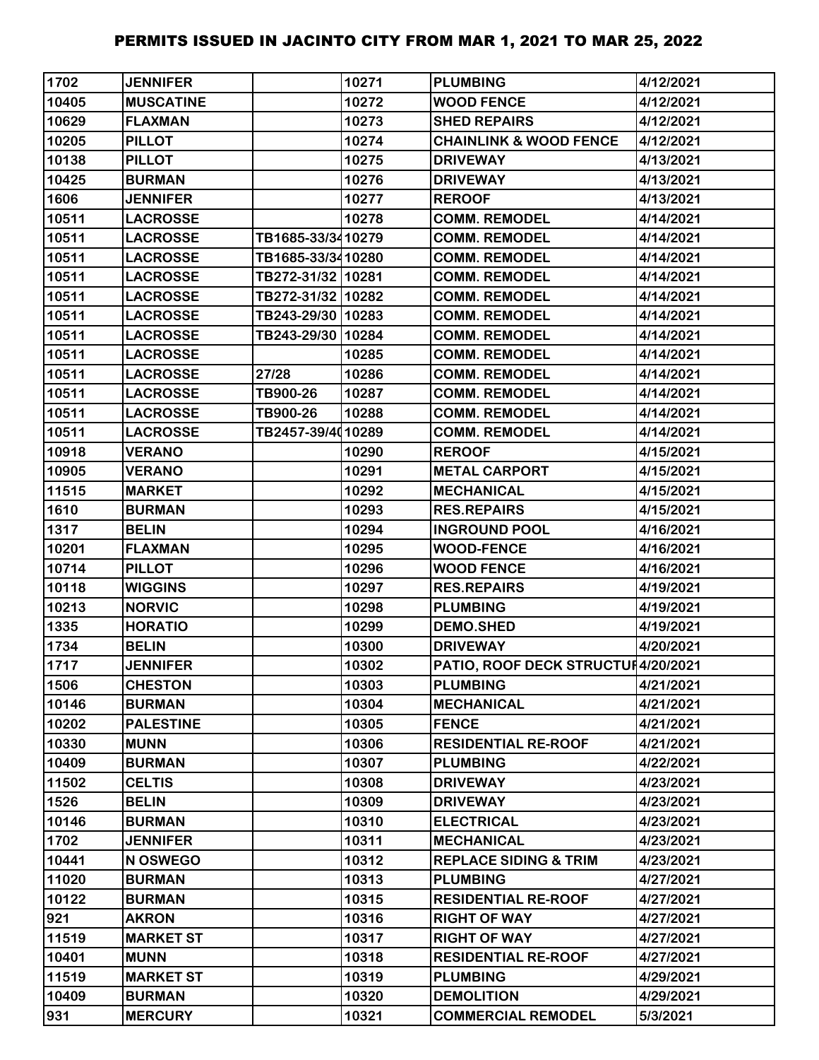# PERMITS ISSUED IN JACINTO CITY FROM MAR 1, 2021 TO MAR 25, 2022

| | | | | | |
|---|---|---|---|---|---|
| 1702 | JENNIFER | | 10271 | PLUMBING | 4/12/2021 |
| 10405 | MUSCATINE | | 10272 | WOOD FENCE | 4/12/2021 |
| 10629 | FLAXMAN | | 10273 | SHED REPAIRS | 4/12/2021 |
| 10205 | PILLOT | | 10274 | CHAINLINK & WOOD FENCE | 4/12/2021 |
| 10138 | PILLOT | | 10275 | DRIVEWAY | 4/13/2021 |
| 10425 | BURMAN | | 10276 | DRIVEWAY | 4/13/2021 |
| 1606 | JENNIFER | | 10277 | REROOF | 4/13/2021 |
| 10511 | LACROSSE | | 10278 | COMM. REMODEL | 4/14/2021 |
| 10511 | LACROSSE | TB1685-33/34 | 10279 | COMM. REMODEL | 4/14/2021 |
| 10511 | LACROSSE | TB1685-33/34 | 10280 | COMM. REMODEL | 4/14/2021 |
| 10511 | LACROSSE | TB272-31/32 | 10281 | COMM. REMODEL | 4/14/2021 |
| 10511 | LACROSSE | TB272-31/32 | 10282 | COMM. REMODEL | 4/14/2021 |
| 10511 | LACROSSE | TB243-29/30 | 10283 | COMM. REMODEL | 4/14/2021 |
| 10511 | LACROSSE | TB243-29/30 | 10284 | COMM. REMODEL | 4/14/2021 |
| 10511 | LACROSSE | | 10285 | COMM. REMODEL | 4/14/2021 |
| 10511 | LACROSSE | 27/28 | 10286 | COMM. REMODEL | 4/14/2021 |
| 10511 | LACROSSE | TB900-26 | 10287 | COMM. REMODEL | 4/14/2021 |
| 10511 | LACROSSE | TB900-26 | 10288 | COMM. REMODEL | 4/14/2021 |
| 10511 | LACROSSE | TB2457-39/40 | 10289 | COMM. REMODEL | 4/14/2021 |
| 10918 | VERANO | | 10290 | REROOF | 4/15/2021 |
| 10905 | VERANO | | 10291 | METAL CARPORT | 4/15/2021 |
| 11515 | MARKET | | 10292 | MECHANICAL | 4/15/2021 |
| 1610 | BURMAN | | 10293 | RES.REPAIRS | 4/15/2021 |
| 1317 | BELIN | | 10294 | INGROUND POOL | 4/16/2021 |
| 10201 | FLAXMAN | | 10295 | WOOD-FENCE | 4/16/2021 |
| 10714 | PILLOT | | 10296 | WOOD FENCE | 4/16/2021 |
| 10118 | WIGGINS | | 10297 | RES.REPAIRS | 4/19/2021 |
| 10213 | NORVIC | | 10298 | PLUMBING | 4/19/2021 |
| 1335 | HORATIO | | 10299 | DEMO.SHED | 4/19/2021 |
| 1734 | BELIN | | 10300 | DRIVEWAY | 4/20/2021 |
| 1717 | JENNIFER | | 10302 | PATIO, ROOF DECK STRUCTUR | 4/20/2021 |
| 1506 | CHESTON | | 10303 | PLUMBING | 4/21/2021 |
| 10146 | BURMAN | | 10304 | MECHANICAL | 4/21/2021 |
| 10202 | PALESTINE | | 10305 | FENCE | 4/21/2021 |
| 10330 | MUNN | | 10306 | RESIDENTIAL RE-ROOF | 4/21/2021 |
| 10409 | BURMAN | | 10307 | PLUMBING | 4/22/2021 |
| 11502 | CELTIS | | 10308 | DRIVEWAY | 4/23/2021 |
| 1526 | BELIN | | 10309 | DRIVEWAY | 4/23/2021 |
| 10146 | BURMAN | | 10310 | ELECTRICAL | 4/23/2021 |
| 1702 | JENNIFER | | 10311 | MECHANICAL | 4/23/2021 |
| 10441 | N OSWEGO | | 10312 | REPLACE SIDING & TRIM | 4/23/2021 |
| 11020 | BURMAN | | 10313 | PLUMBING | 4/27/2021 |
| 10122 | BURMAN | | 10315 | RESIDENTIAL RE-ROOF | 4/27/2021 |
| 921 | AKRON | | 10316 | RIGHT OF WAY | 4/27/2021 |
| 11519 | MARKET ST | | 10317 | RIGHT OF WAY | 4/27/2021 |
| 10401 | MUNN | | 10318 | RESIDENTIAL RE-ROOF | 4/27/2021 |
| 11519 | MARKET ST | | 10319 | PLUMBING | 4/29/2021 |
| 10409 | BURMAN | | 10320 | DEMOLITION | 4/29/2021 |
| 931 | MERCURY | | 10321 | COMMERCIAL REMODEL | 5/3/2021 |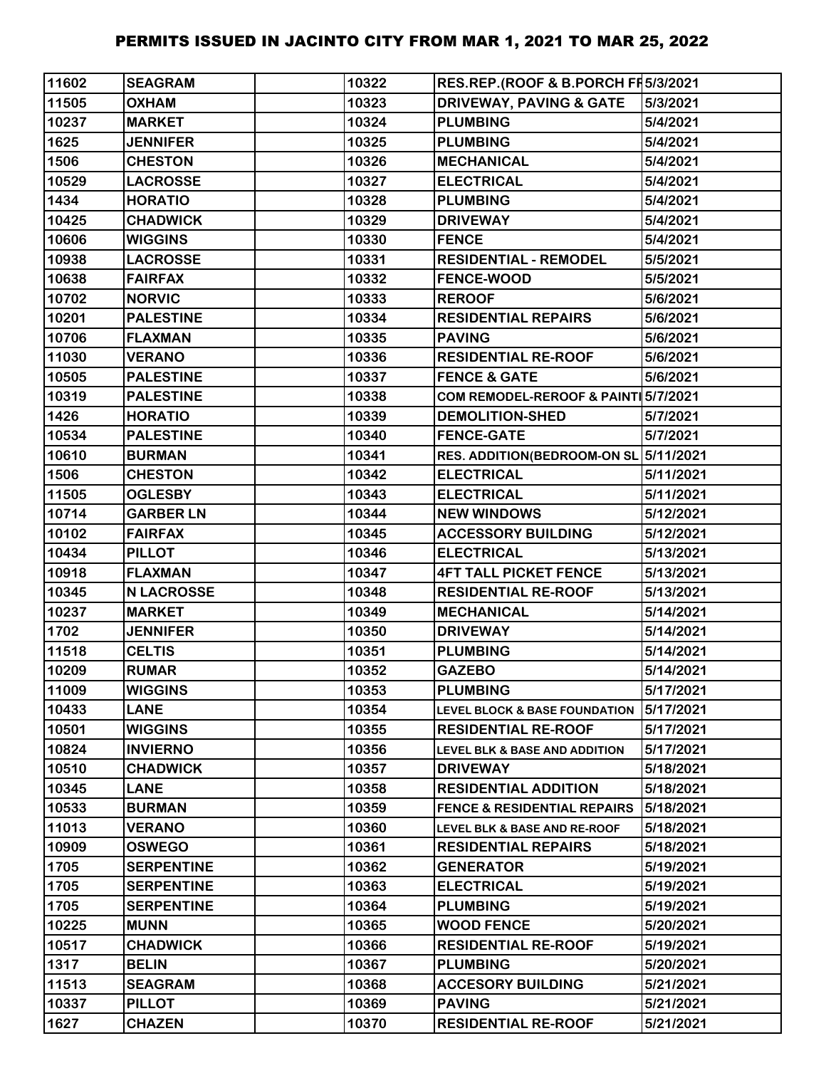| | | | | | |
|---|---|---|---|---|---|
| 11602 | SEAGRAM | | 10322 | RES.REP.(ROOF & B.PORCH FF | 5/3/2021 |
| 11505 | OXHAM | | 10323 | DRIVEWAY, PAVING & GATE | 5/3/2021 |
| 10237 | MARKET | | 10324 | PLUMBING | 5/4/2021 |
| 1625 | JENNIFER | | 10325 | PLUMBING | 5/4/2021 |
| 1506 | CHESTON | | 10326 | MECHANICAL | 5/4/2021 |
| 10529 | LACROSSE | | 10327 | ELECTRICAL | 5/4/2021 |
| 1434 | HORATIO | | 10328 | PLUMBING | 5/4/2021 |
| 10425 | CHADWICK | | 10329 | DRIVEWAY | 5/4/2021 |
| 10606 | WIGGINS | | 10330 | FENCE | 5/4/2021 |
| 10938 | LACROSSE | | 10331 | RESIDENTIAL - REMODEL | 5/5/2021 |
| 10638 | FAIRFAX | | 10332 | FENCE-WOOD | 5/5/2021 |
| 10702 | NORVIC | | 10333 | REROOF | 5/6/2021 |
| 10201 | PALESTINE | | 10334 | RESIDENTIAL REPAIRS | 5/6/2021 |
| 10706 | FLAXMAN | | 10335 | PAVING | 5/6/2021 |
| 11030 | VERANO | | 10336 | RESIDENTIAL RE-ROOF | 5/6/2021 |
| 10505 | PALESTINE | | 10337 | FENCE & GATE | 5/6/2021 |
| 10319 | PALESTINE | | 10338 | COM REMODEL-REROOF & PAINTI | 5/7/2021 |
| 1426 | HORATIO | | 10339 | DEMOLITION-SHED | 5/7/2021 |
| 10534 | PALESTINE | | 10340 | FENCE-GATE | 5/7/2021 |
| 10610 | BURMAN | | 10341 | RES. ADDITION(BEDROOM-ON SL | 5/11/2021 |
| 1506 | CHESTON | | 10342 | ELECTRICAL | 5/11/2021 |
| 11505 | OGLESBY | | 10343 | ELECTRICAL | 5/11/2021 |
| 10714 | GARBER LN | | 10344 | NEW WINDOWS | 5/12/2021 |
| 10102 | FAIRFAX | | 10345 | ACCESSORY BUILDING | 5/12/2021 |
| 10434 | PILLOT | | 10346 | ELECTRICAL | 5/13/2021 |
| 10918 | FLAXMAN | | 10347 | 4FT TALL PICKET FENCE | 5/13/2021 |
| 10345 | N LACROSSE | | 10348 | RESIDENTIAL RE-ROOF | 5/13/2021 |
| 10237 | MARKET | | 10349 | MECHANICAL | 5/14/2021 |
| 1702 | JENNIFER | | 10350 | DRIVEWAY | 5/14/2021 |
| 11518 | CELTIS | | 10351 | PLUMBING | 5/14/2021 |
| 10209 | RUMAR | | 10352 | GAZEBO | 5/14/2021 |
| 11009 | WIGGINS | | 10353 | PLUMBING | 5/17/2021 |
| 10433 | LANE | | 10354 | LEVEL BLOCK & BASE FOUNDATION | 5/17/2021 |
| 10501 | WIGGINS | | 10355 | RESIDENTIAL RE-ROOF | 5/17/2021 |
| 10824 | INVIERNO | | 10356 | LEVEL BLK & BASE AND ADDITION | 5/17/2021 |
| 10510 | CHADWICK | | 10357 | DRIVEWAY | 5/18/2021 |
| 10345 | LANE | | 10358 | RESIDENTIAL ADDITION | 5/18/2021 |
| 10533 | BURMAN | | 10359 | FENCE & RESIDENTIAL REPAIRS | 5/18/2021 |
| 11013 | VERANO | | 10360 | LEVEL BLK & BASE AND RE-ROOF | 5/18/2021 |
| 10909 | OSWEGO | | 10361 | RESIDENTIAL REPAIRS | 5/18/2021 |
| 1705 | SERPENTINE | | 10362 | GENERATOR | 5/19/2021 |
| 1705 | SERPENTINE | | 10363 | ELECTRICAL | 5/19/2021 |
| 1705 | SERPENTINE | | 10364 | PLUMBING | 5/19/2021 |
| 10225 | MUNN | | 10365 | WOOD FENCE | 5/20/2021 |
| 10517 | CHADWICK | | 10366 | RESIDENTIAL RE-ROOF | 5/19/2021 |
| 1317 | BELIN | | 10367 | PLUMBING | 5/20/2021 |
| 11513 | SEAGRAM | | 10368 | ACCESORY BUILDING | 5/21/2021 |
| 10337 | PILLOT | | 10369 | PAVING | 5/21/2021 |
| 1627 | CHAZEN | | 10370 | RESIDENTIAL RE-ROOF | 5/21/2021 |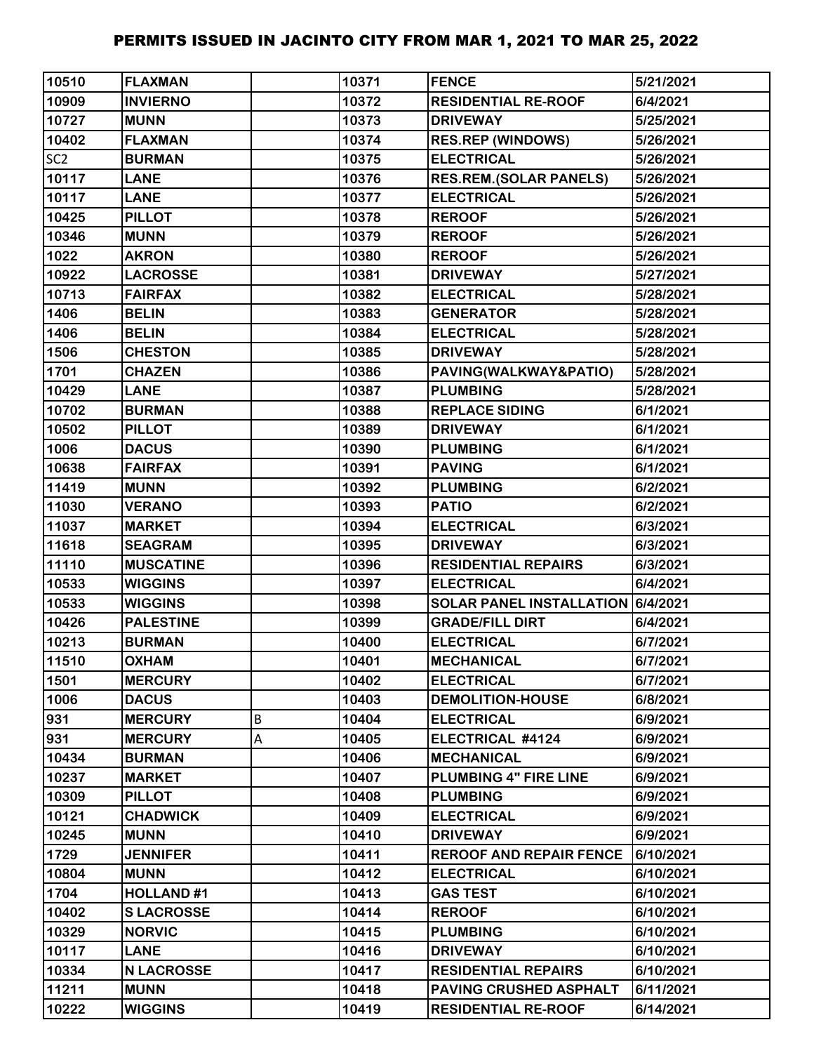| | | | | | |
|---|---|---|---|---|---|
| 10510 | FLAXMAN | | 10371 | FENCE | 5/21/2021 |
| 10909 | INVIERNO | | 10372 | RESIDENTIAL RE-ROOF | 6/4/2021 |
| 10727 | MUNN | | 10373 | DRIVEWAY | 5/25/2021 |
| 10402 | FLAXMAN | | 10374 | RES.REP (WINDOWS) | 5/26/2021 |
| SC2 | BURMAN | | 10375 | ELECTRICAL | 5/26/2021 |
| 10117 | LANE | | 10376 | RES.REM.(SOLAR PANELS) | 5/26/2021 |
| 10117 | LANE | | 10377 | ELECTRICAL | 5/26/2021 |
| 10425 | PILLOT | | 10378 | REROOF | 5/26/2021 |
| 10346 | MUNN | | 10379 | REROOF | 5/26/2021 |
| 1022 | AKRON | | 10380 | REROOF | 5/26/2021 |
| 10922 | LACROSSE | | 10381 | DRIVEWAY | 5/27/2021 |
| 10713 | FAIRFAX | | 10382 | ELECTRICAL | 5/28/2021 |
| 1406 | BELIN | | 10383 | GENERATOR | 5/28/2021 |
| 1406 | BELIN | | 10384 | ELECTRICAL | 5/28/2021 |
| 1506 | CHESTON | | 10385 | DRIVEWAY | 5/28/2021 |
| 1701 | CHAZEN | | 10386 | PAVING(WALKWAY&PATIO) | 5/28/2021 |
| 10429 | LANE | | 10387 | PLUMBING | 5/28/2021 |
| 10702 | BURMAN | | 10388 | REPLACE SIDING | 6/1/2021 |
| 10502 | PILLOT | | 10389 | DRIVEWAY | 6/1/2021 |
| 1006 | DACUS | | 10390 | PLUMBING | 6/1/2021 |
| 10638 | FAIRFAX | | 10391 | PAVING | 6/1/2021 |
| 11419 | MUNN | | 10392 | PLUMBING | 6/2/2021 |
| 11030 | VERANO | | 10393 | PATIO | 6/2/2021 |
| 11037 | MARKET | | 10394 | ELECTRICAL | 6/3/2021 |
| 11618 | SEAGRAM | | 10395 | DRIVEWAY | 6/3/2021 |
| 11110 | MUSCATINE | | 10396 | RESIDENTIAL REPAIRS | 6/3/2021 |
| 10533 | WIGGINS | | 10397 | ELECTRICAL | 6/4/2021 |
| 10533 | WIGGINS | | 10398 | SOLAR PANEL INSTALLATION | 6/4/2021 |
| 10426 | PALESTINE | | 10399 | GRADE/FILL DIRT | 6/4/2021 |
| 10213 | BURMAN | | 10400 | ELECTRICAL | 6/7/2021 |
| 11510 | OXHAM | | 10401 | MECHANICAL | 6/7/2021 |
| 1501 | MERCURY | | 10402 | ELECTRICAL | 6/7/2021 |
| 1006 | DACUS | | 10403 | DEMOLITION-HOUSE | 6/8/2021 |
| 931 | MERCURY | B | 10404 | ELECTRICAL | 6/9/2021 |
| 931 | MERCURY | A | 10405 | ELECTRICAL #4124 | 6/9/2021 |
| 10434 | BURMAN | | 10406 | MECHANICAL | 6/9/2021 |
| 10237 | MARKET | | 10407 | PLUMBING 4" FIRE LINE | 6/9/2021 |
| 10309 | PILLOT | | 10408 | PLUMBING | 6/9/2021 |
| 10121 | CHADWICK | | 10409 | ELECTRICAL | 6/9/2021 |
| 10245 | MUNN | | 10410 | DRIVEWAY | 6/9/2021 |
| 1729 | JENNIFER | | 10411 | REROOF AND REPAIR FENCE | 6/10/2021 |
| 10804 | MUNN | | 10412 | ELECTRICAL | 6/10/2021 |
| 1704 | HOLLAND #1 | | 10413 | GAS TEST | 6/10/2021 |
| 10402 | S LACROSSE | | 10414 | REROOF | 6/10/2021 |
| 10329 | NORVIC | | 10415 | PLUMBING | 6/10/2021 |
| 10117 | LANE | | 10416 | DRIVEWAY | 6/10/2021 |
| 10334 | N LACROSSE | | 10417 | RESIDENTIAL REPAIRS | 6/10/2021 |
| 11211 | MUNN | | 10418 | PAVING CRUSHED ASPHALT | 6/11/2021 |
| 10222 | WIGGINS | | 10419 | RESIDENTIAL RE-ROOF | 6/14/2021 |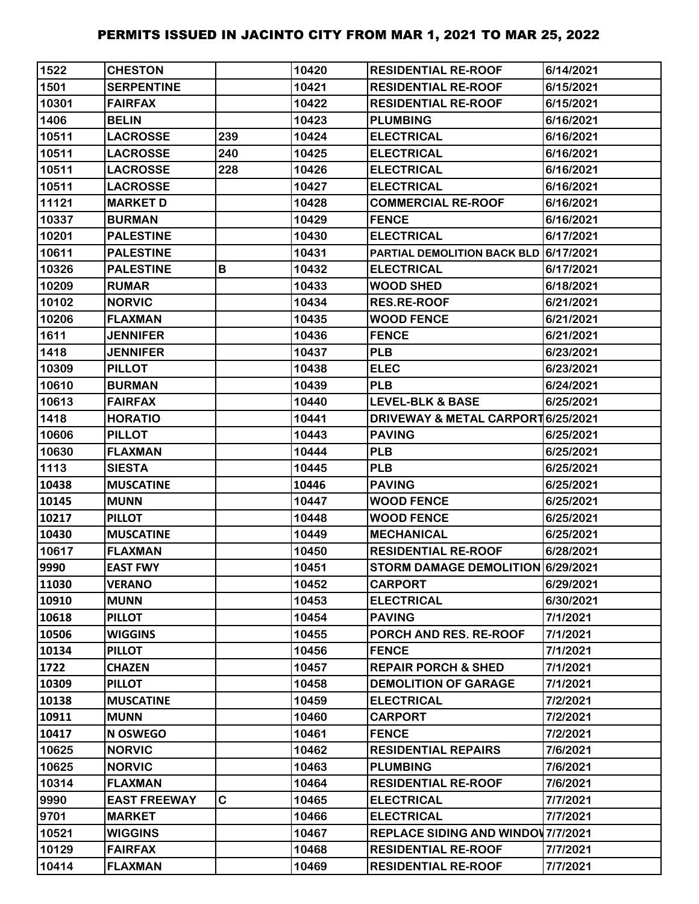# PERMITS ISSUED IN JACINTO CITY FROM MAR 1, 2021 TO MAR 25, 2022

| | | | | | |
|---|---|---|---|---|---|
| 1522 | CHESTON | | 10420 | RESIDENTIAL RE-ROOF | 6/14/2021 |
| 1501 | SERPENTINE | | 10421 | RESIDENTIAL RE-ROOF | 6/15/2021 |
| 10301 | FAIRFAX | | 10422 | RESIDENTIAL RE-ROOF | 6/15/2021 |
| 1406 | BELIN | | 10423 | PLUMBING | 6/16/2021 |
| 10511 | LACROSSE | 239 | 10424 | ELECTRICAL | 6/16/2021 |
| 10511 | LACROSSE | 240 | 10425 | ELECTRICAL | 6/16/2021 |
| 10511 | LACROSSE | 228 | 10426 | ELECTRICAL | 6/16/2021 |
| 10511 | LACROSSE | | 10427 | ELECTRICAL | 6/16/2021 |
| 11121 | MARKET D | | 10428 | COMMERCIAL RE-ROOF | 6/16/2021 |
| 10337 | BURMAN | | 10429 | FENCE | 6/16/2021 |
| 10201 | PALESTINE | | 10430 | ELECTRICAL | 6/17/2021 |
| 10611 | PALESTINE | | 10431 | PARTIAL DEMOLITION BACK BLD | 6/17/2021 |
| 10326 | PALESTINE | B | 10432 | ELECTRICAL | 6/17/2021 |
| 10209 | RUMAR | | 10433 | WOOD SHED | 6/18/2021 |
| 10102 | NORVIC | | 10434 | RES.RE-ROOF | 6/21/2021 |
| 10206 | FLAXMAN | | 10435 | WOOD FENCE | 6/21/2021 |
| 1611 | JENNIFER | | 10436 | FENCE | 6/21/2021 |
| 1418 | JENNIFER | | 10437 | PLB | 6/23/2021 |
| 10309 | PILLOT | | 10438 | ELEC | 6/23/2021 |
| 10610 | BURMAN | | 10439 | PLB | 6/24/2021 |
| 10613 | FAIRFAX | | 10440 | LEVEL-BLK & BASE | 6/25/2021 |
| 1418 | HORATIO | | 10441 | DRIVEWAY & METAL CARPORT | 6/25/2021 |
| 10606 | PILLOT | | 10443 | PAVING | 6/25/2021 |
| 10630 | FLAXMAN | | 10444 | PLB | 6/25/2021 |
| 1113 | SIESTA | | 10445 | PLB | 6/25/2021 |
| 10438 | MUSCATINE | | 10446 | PAVING | 6/25/2021 |
| 10145 | MUNN | | 10447 | WOOD FENCE | 6/25/2021 |
| 10217 | PILLOT | | 10448 | WOOD FENCE | 6/25/2021 |
| 10430 | MUSCATINE | | 10449 | MECHANICAL | 6/25/2021 |
| 10617 | FLAXMAN | | 10450 | RESIDENTIAL RE-ROOF | 6/28/2021 |
| 9990 | EAST FWY | | 10451 | STORM DAMAGE DEMOLITION | 6/29/2021 |
| 11030 | VERANO | | 10452 | CARPORT | 6/29/2021 |
| 10910 | MUNN | | 10453 | ELECTRICAL | 6/30/2021 |
| 10618 | PILLOT | | 10454 | PAVING | 7/1/2021 |
| 10506 | WIGGINS | | 10455 | PORCH AND RES. RE-ROOF | 7/1/2021 |
| 10134 | PILLOT | | 10456 | FENCE | 7/1/2021 |
| 1722 | CHAZEN | | 10457 | REPAIR PORCH & SHED | 7/1/2021 |
| 10309 | PILLOT | | 10458 | DEMOLITION OF GARAGE | 7/1/2021 |
| 10138 | MUSCATINE | | 10459 | ELECTRICAL | 7/2/2021 |
| 10911 | MUNN | | 10460 | CARPORT | 7/2/2021 |
| 10417 | N OSWEGO | | 10461 | FENCE | 7/2/2021 |
| 10625 | NORVIC | | 10462 | RESIDENTIAL REPAIRS | 7/6/2021 |
| 10625 | NORVIC | | 10463 | PLUMBING | 7/6/2021 |
| 10314 | FLAXMAN | | 10464 | RESIDENTIAL RE-ROOF | 7/6/2021 |
| 9990 | EAST FREEWAY | C | 10465 | ELECTRICAL | 7/7/2021 |
| 9701 | MARKET | | 10466 | ELECTRICAL | 7/7/2021 |
| 10521 | WIGGINS | | 10467 | REPLACE SIDING AND WINDOW | 7/7/2021 |
| 10129 | FAIRFAX | | 10468 | RESIDENTIAL RE-ROOF | 7/7/2021 |
| 10414 | FLAXMAN | | 10469 | RESIDENTIAL RE-ROOF | 7/7/2021 |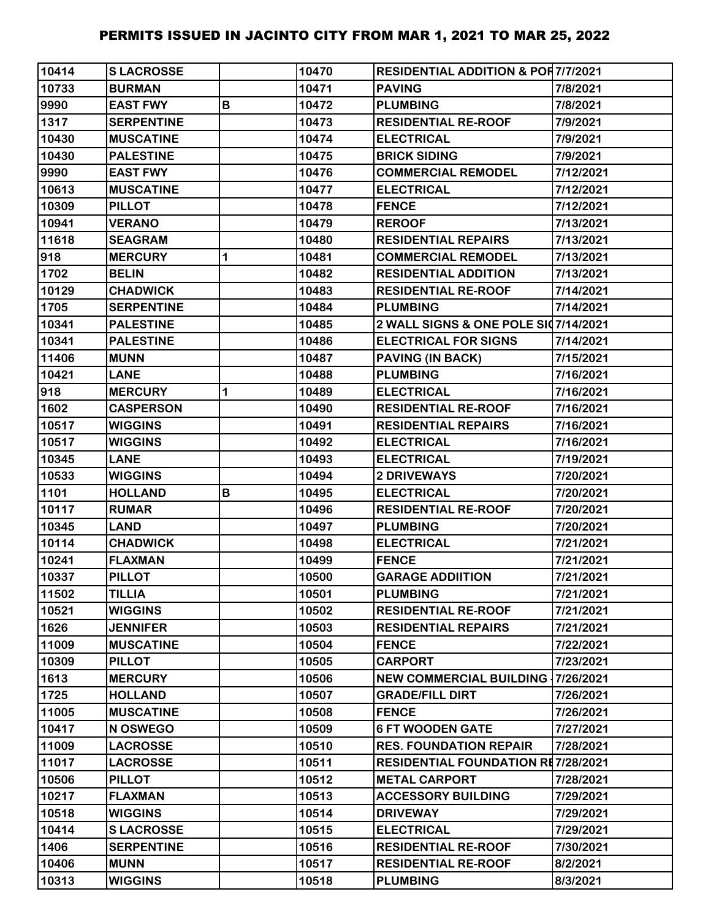| | | | | | |
|---|---|---|---|---|---|
| 10414 | S LACROSSE | | 10470 | RESIDENTIAL ADDITION & POR | 7/7/2021 |
| 10733 | BURMAN | | 10471 | PAVING | 7/8/2021 |
| 9990 | EAST FWY | B | 10472 | PLUMBING | 7/8/2021 |
| 1317 | SERPENTINE | | 10473 | RESIDENTIAL RE-ROOF | 7/9/2021 |
| 10430 | MUSCATINE | | 10474 | ELECTRICAL | 7/9/2021 |
| 10430 | PALESTINE | | 10475 | BRICK SIDING | 7/9/2021 |
| 9990 | EAST FWY | | 10476 | COMMERCIAL REMODEL | 7/12/2021 |
| 10613 | MUSCATINE | | 10477 | ELECTRICAL | 7/12/2021 |
| 10309 | PILLOT | | 10478 | FENCE | 7/12/2021 |
| 10941 | VERANO | | 10479 | REROOF | 7/13/2021 |
| 11618 | SEAGRAM | | 10480 | RESIDENTIAL REPAIRS | 7/13/2021 |
| 918 | MERCURY | 1 | 10481 | COMMERCIAL REMODEL | 7/13/2021 |
| 1702 | BELIN | | 10482 | RESIDENTIAL ADDITION | 7/13/2021 |
| 10129 | CHADWICK | | 10483 | RESIDENTIAL RE-ROOF | 7/14/2021 |
| 1705 | SERPENTINE | | 10484 | PLUMBING | 7/14/2021 |
| 10341 | PALESTINE | | 10485 | 2 WALL SIGNS & ONE POLE SIG | 7/14/2021 |
| 10341 | PALESTINE | | 10486 | ELECTRICAL FOR SIGNS | 7/14/2021 |
| 11406 | MUNN | | 10487 | PAVING (IN BACK) | 7/15/2021 |
| 10421 | LANE | | 10488 | PLUMBING | 7/16/2021 |
| 918 | MERCURY | 1 | 10489 | ELECTRICAL | 7/16/2021 |
| 1602 | CASPERSON | | 10490 | RESIDENTIAL RE-ROOF | 7/16/2021 |
| 10517 | WIGGINS | | 10491 | RESIDENTIAL REPAIRS | 7/16/2021 |
| 10517 | WIGGINS | | 10492 | ELECTRICAL | 7/16/2021 |
| 10345 | LANE | | 10493 | ELECTRICAL | 7/19/2021 |
| 10533 | WIGGINS | | 10494 | 2 DRIVEWAYS | 7/20/2021 |
| 1101 | HOLLAND | B | 10495 | ELECTRICAL | 7/20/2021 |
| 10117 | RUMAR | | 10496 | RESIDENTIAL RE-ROOF | 7/20/2021 |
| 10345 | LAND | | 10497 | PLUMBING | 7/20/2021 |
| 10114 | CHADWICK | | 10498 | ELECTRICAL | 7/21/2021 |
| 10241 | FLAXMAN | | 10499 | FENCE | 7/21/2021 |
| 10337 | PILLOT | | 10500 | GARAGE ADDIITION | 7/21/2021 |
| 11502 | TILLIA | | 10501 | PLUMBING | 7/21/2021 |
| 10521 | WIGGINS | | 10502 | RESIDENTIAL RE-ROOF | 7/21/2021 |
| 1626 | JENNIFER | | 10503 | RESIDENTIAL REPAIRS | 7/21/2021 |
| 11009 | MUSCATINE | | 10504 | FENCE | 7/22/2021 |
| 10309 | PILLOT | | 10505 | CARPORT | 7/23/2021 |
| 1613 | MERCURY | | 10506 | NEW COMMERCIAL BUILDING - | 7/26/2021 |
| 1725 | HOLLAND | | 10507 | GRADE/FILL DIRT | 7/26/2021 |
| 11005 | MUSCATINE | | 10508 | FENCE | 7/26/2021 |
| 10417 | N OSWEGO | | 10509 | 6 FT WOODEN GATE | 7/27/2021 |
| 11009 | LACROSSE | | 10510 | RES. FOUNDATION REPAIR | 7/28/2021 |
| 11017 | LACROSSE | | 10511 | RESIDENTIAL FOUNDATION RE | 7/28/2021 |
| 10506 | PILLOT | | 10512 | METAL CARPORT | 7/28/2021 |
| 10217 | FLAXMAN | | 10513 | ACCESSORY BUILDING | 7/29/2021 |
| 10518 | WIGGINS | | 10514 | DRIVEWAY | 7/29/2021 |
| 10414 | S LACROSSE | | 10515 | ELECTRICAL | 7/29/2021 |
| 1406 | SERPENTINE | | 10516 | RESIDENTIAL RE-ROOF | 7/30/2021 |
| 10406 | MUNN | | 10517 | RESIDENTIAL RE-ROOF | 8/2/2021 |
| 10313 | WIGGINS | | 10518 | PLUMBING | 8/3/2021 |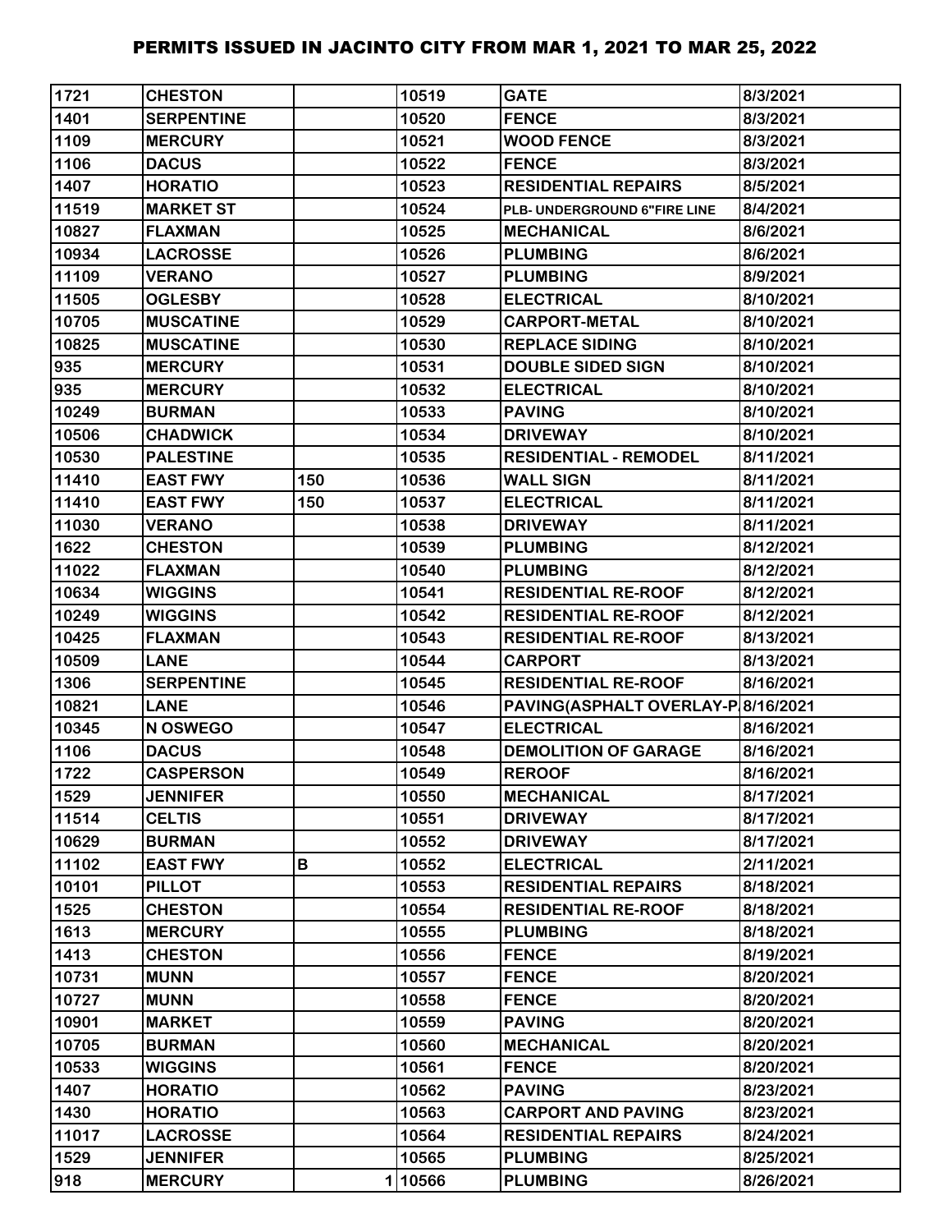# PERMITS ISSUED IN JACINTO CITY FROM MAR 1, 2021 TO MAR 25, 2022

| | | | | | |
|---|---|---|---|---|---|
| 1721 | CHESTON | | 10519 | GATE | 8/3/2021 |
| 1401 | SERPENTINE | | 10520 | FENCE | 8/3/2021 |
| 1109 | MERCURY | | 10521 | WOOD FENCE | 8/3/2021 |
| 1106 | DACUS | | 10522 | FENCE | 8/3/2021 |
| 1407 | HORATIO | | 10523 | RESIDENTIAL REPAIRS | 8/5/2021 |
| 11519 | MARKET ST | | 10524 | PLB- UNDERGROUND 6"FIRE LINE | 8/4/2021 |
| 10827 | FLAXMAN | | 10525 | MECHANICAL | 8/6/2021 |
| 10934 | LACROSSE | | 10526 | PLUMBING | 8/6/2021 |
| 11109 | VERANO | | 10527 | PLUMBING | 8/9/2021 |
| 11505 | OGLESBY | | 10528 | ELECTRICAL | 8/10/2021 |
| 10705 | MUSCATINE | | 10529 | CARPORT-METAL | 8/10/2021 |
| 10825 | MUSCATINE | | 10530 | REPLACE SIDING | 8/10/2021 |
| 935 | MERCURY | | 10531 | DOUBLE SIDED SIGN | 8/10/2021 |
| 935 | MERCURY | | 10532 | ELECTRICAL | 8/10/2021 |
| 10249 | BURMAN | | 10533 | PAVING | 8/10/2021 |
| 10506 | CHADWICK | | 10534 | DRIVEWAY | 8/10/2021 |
| 10530 | PALESTINE | | 10535 | RESIDENTIAL - REMODEL | 8/11/2021 |
| 11410 | EAST FWY | 150 | 10536 | WALL SIGN | 8/11/2021 |
| 11410 | EAST FWY | 150 | 10537 | ELECTRICAL | 8/11/2021 |
| 11030 | VERANO | | 10538 | DRIVEWAY | 8/11/2021 |
| 1622 | CHESTON | | 10539 | PLUMBING | 8/12/2021 |
| 11022 | FLAXMAN | | 10540 | PLUMBING | 8/12/2021 |
| 10634 | WIGGINS | | 10541 | RESIDENTIAL RE-ROOF | 8/12/2021 |
| 10249 | WIGGINS | | 10542 | RESIDENTIAL RE-ROOF | 8/12/2021 |
| 10425 | FLAXMAN | | 10543 | RESIDENTIAL RE-ROOF | 8/13/2021 |
| 10509 | LANE | | 10544 | CARPORT | 8/13/2021 |
| 1306 | SERPENTINE | | 10545 | RESIDENTIAL RE-ROOF | 8/16/2021 |
| 10821 | LANE | | 10546 | PAVING(ASPHALT OVERLAY-P | 8/16/2021 |
| 10345 | N OSWEGO | | 10547 | ELECTRICAL | 8/16/2021 |
| 1106 | DACUS | | 10548 | DEMOLITION OF GARAGE | 8/16/2021 |
| 1722 | CASPERSON | | 10549 | REROOF | 8/16/2021 |
| 1529 | JENNIFER | | 10550 | MECHANICAL | 8/17/2021 |
| 11514 | CELTIS | | 10551 | DRIVEWAY | 8/17/2021 |
| 10629 | BURMAN | | 10552 | DRIVEWAY | 8/17/2021 |
| 11102 | EAST FWY | B | 10552 | ELECTRICAL | 2/11/2021 |
| 10101 | PILLOT | | 10553 | RESIDENTIAL REPAIRS | 8/18/2021 |
| 1525 | CHESTON | | 10554 | RESIDENTIAL RE-ROOF | 8/18/2021 |
| 1613 | MERCURY | | 10555 | PLUMBING | 8/18/2021 |
| 1413 | CHESTON | | 10556 | FENCE | 8/19/2021 |
| 10731 | MUNN | | 10557 | FENCE | 8/20/2021 |
| 10727 | MUNN | | 10558 | FENCE | 8/20/2021 |
| 10901 | MARKET | | 10559 | PAVING | 8/20/2021 |
| 10705 | BURMAN | | 10560 | MECHANICAL | 8/20/2021 |
| 10533 | WIGGINS | | 10561 | FENCE | 8/20/2021 |
| 1407 | HORATIO | | 10562 | PAVING | 8/23/2021 |
| 1430 | HORATIO | | 10563 | CARPORT AND PAVING | 8/23/2021 |
| 11017 | LACROSSE | | 10564 | RESIDENTIAL REPAIRS | 8/24/2021 |
| 1529 | JENNIFER | | 10565 | PLUMBING | 8/25/2021 |
| 918 | MERCURY | 1 | 10566 | PLUMBING | 8/26/2021 |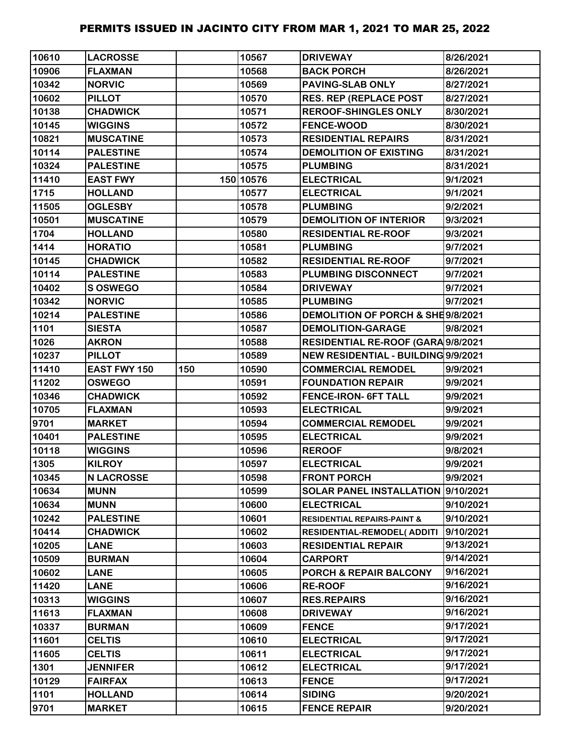# PERMITS ISSUED IN JACINTO CITY FROM MAR 1, 2021 TO MAR 25, 2022

| | | | | | |
|---|---|---|---|---|---|
| 10610 | LACROSSE | | 10567 | DRIVEWAY | 8/26/2021 |
| 10906 | FLAXMAN | | 10568 | BACK PORCH | 8/26/2021 |
| 10342 | NORVIC | | 10569 | PAVING-SLAB ONLY | 8/27/2021 |
| 10602 | PILLOT | | 10570 | RES. REP (REPLACE POST | 8/27/2021 |
| 10138 | CHADWICK | | 10571 | REROOF-SHINGLES ONLY | 8/30/2021 |
| 10145 | WIGGINS | | 10572 | FENCE-WOOD | 8/30/2021 |
| 10821 | MUSCATINE | | 10573 | RESIDENTIAL REPAIRS | 8/31/2021 |
| 10114 | PALESTINE | | 10574 | DEMOLITION OF EXISTING | 8/31/2021 |
| 10324 | PALESTINE | | 10575 | PLUMBING | 8/31/2021 |
| 11410 | EAST FWY | 150 | 10576 | ELECTRICAL | 9/1/2021 |
| 1715 | HOLLAND | | 10577 | ELECTRICAL | 9/1/2021 |
| 11505 | OGLESBY | | 10578 | PLUMBING | 9/2/2021 |
| 10501 | MUSCATINE | | 10579 | DEMOLITION OF INTERIOR | 9/3/2021 |
| 1704 | HOLLAND | | 10580 | RESIDENTIAL RE-ROOF | 9/3/2021 |
| 1414 | HORATIO | | 10581 | PLUMBING | 9/7/2021 |
| 10145 | CHADWICK | | 10582 | RESIDENTIAL RE-ROOF | 9/7/2021 |
| 10114 | PALESTINE | | 10583 | PLUMBING DISCONNECT | 9/7/2021 |
| 10402 | S OSWEGO | | 10584 | DRIVEWAY | 9/7/2021 |
| 10342 | NORVIC | | 10585 | PLUMBING | 9/7/2021 |
| 10214 | PALESTINE | | 10586 | DEMOLITION OF PORCH & SHE | 9/8/2021 |
| 1101 | SIESTA | | 10587 | DEMOLITION-GARAGE | 9/8/2021 |
| 1026 | AKRON | | 10588 | RESIDENTIAL RE-ROOF (GARA | 9/8/2021 |
| 10237 | PILLOT | | 10589 | NEW RESIDENTIAL - BUILDING | 9/9/2021 |
| 11410 | EAST FWY 150 | 150 | 10590 | COMMERCIAL REMODEL | 9/9/2021 |
| 11202 | OSWEGO | | 10591 | FOUNDATION REPAIR | 9/9/2021 |
| 10346 | CHADWICK | | 10592 | FENCE-IRON- 6FT TALL | 9/9/2021 |
| 10705 | FLAXMAN | | 10593 | ELECTRICAL | 9/9/2021 |
| 9701 | MARKET | | 10594 | COMMERCIAL REMODEL | 9/9/2021 |
| 10401 | PALESTINE | | 10595 | ELECTRICAL | 9/9/2021 |
| 10118 | WIGGINS | | 10596 | REROOF | 9/8/2021 |
| 1305 | KILROY | | 10597 | ELECTRICAL | 9/9/2021 |
| 10345 | N LACROSSE | | 10598 | FRONT PORCH | 9/9/2021 |
| 10634 | MUNN | | 10599 | SOLAR PANEL INSTALLATION | 9/10/2021 |
| 10634 | MUNN | | 10600 | ELECTRICAL | 9/10/2021 |
| 10242 | PALESTINE | | 10601 | RESIDENTIAL REPAIRS-PAINT & | 9/10/2021 |
| 10414 | CHADWICK | | 10602 | RESIDENTIAL-REMODEL( ADDITI | 9/10/2021 |
| 10205 | LANE | | 10603 | RESIDENTIAL REPAIR | 9/13/2021 |
| 10509 | BURMAN | | 10604 | CARPORT | 9/14/2021 |
| 10602 | LANE | | 10605 | PORCH & REPAIR BALCONY | 9/16/2021 |
| 11420 | LANE | | 10606 | RE-ROOF | 9/16/2021 |
| 10313 | WIGGINS | | 10607 | RES.REPAIRS | 9/16/2021 |
| 11613 | FLAXMAN | | 10608 | DRIVEWAY | 9/16/2021 |
| 10337 | BURMAN | | 10609 | FENCE | 9/17/2021 |
| 11601 | CELTIS | | 10610 | ELECTRICAL | 9/17/2021 |
| 11605 | CELTIS | | 10611 | ELECTRICAL | 9/17/2021 |
| 1301 | JENNIFER | | 10612 | ELECTRICAL | 9/17/2021 |
| 10129 | FAIRFAX | | 10613 | FENCE | 9/17/2021 |
| 1101 | HOLLAND | | 10614 | SIDING | 9/20/2021 |
| 9701 | MARKET | | 10615 | FENCE REPAIR | 9/20/2021 |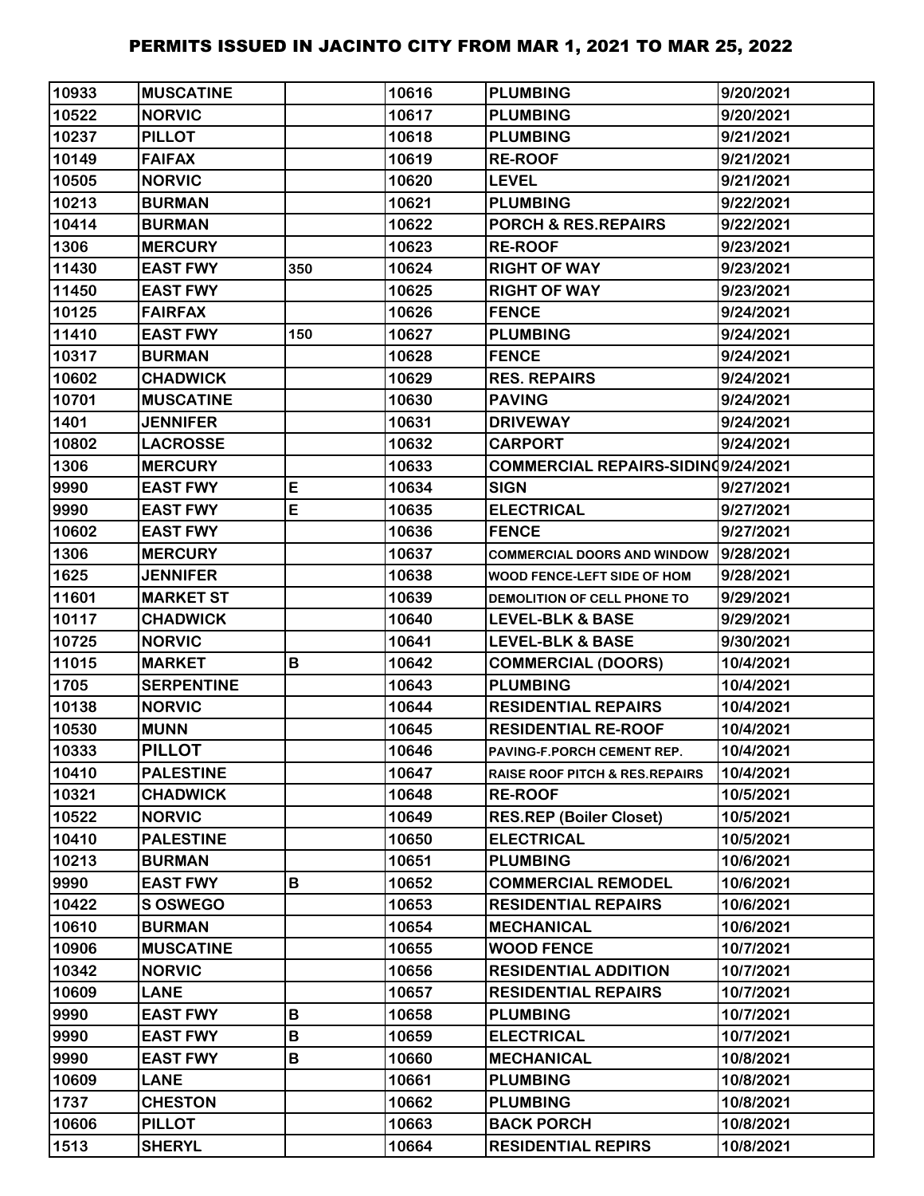# PERMITS ISSUED IN JACINTO CITY FROM MAR 1, 2021 TO MAR 25, 2022

| | | | | | |
|---|---|---|---|---|---|
| 10933 | MUSCATINE | | 10616 | PLUMBING | 9/20/2021 |
| 10522 | NORVIC | | 10617 | PLUMBING | 9/20/2021 |
| 10237 | PILLOT | | 10618 | PLUMBING | 9/21/2021 |
| 10149 | FAIFAX | | 10619 | RE-ROOF | 9/21/2021 |
| 10505 | NORVIC | | 10620 | LEVEL | 9/21/2021 |
| 10213 | BURMAN | | 10621 | PLUMBING | 9/22/2021 |
| 10414 | BURMAN | | 10622 | PORCH & RES.REPAIRS | 9/22/2021 |
| 1306 | MERCURY | | 10623 | RE-ROOF | 9/23/2021 |
| 11430 | EAST FWY | 350 | 10624 | RIGHT OF WAY | 9/23/2021 |
| 11450 | EAST FWY | | 10625 | RIGHT OF WAY | 9/23/2021 |
| 10125 | FAIRFAX | | 10626 | FENCE | 9/24/2021 |
| 11410 | EAST FWY | 150 | 10627 | PLUMBING | 9/24/2021 |
| 10317 | BURMAN | | 10628 | FENCE | 9/24/2021 |
| 10602 | CHADWICK | | 10629 | RES. REPAIRS | 9/24/2021 |
| 10701 | MUSCATINE | | 10630 | PAVING | 9/24/2021 |
| 1401 | JENNIFER | | 10631 | DRIVEWAY | 9/24/2021 |
| 10802 | LACROSSE | | 10632 | CARPORT | 9/24/2021 |
| 1306 | MERCURY | | 10633 | COMMERCIAL REPAIRS-SIDING | 9/24/2021 |
| 9990 | EAST FWY | E | 10634 | SIGN | 9/27/2021 |
| 9990 | EAST FWY | E | 10635 | ELECTRICAL | 9/27/2021 |
| 10602 | EAST FWY | | 10636 | FENCE | 9/27/2021 |
| 1306 | MERCURY | | 10637 | COMMERCIAL DOORS AND WINDOW | 9/28/2021 |
| 1625 | JENNIFER | | 10638 | WOOD FENCE-LEFT SIDE OF HOM | 9/28/2021 |
| 11601 | MARKET ST | | 10639 | DEMOLITION OF CELL PHONE TO | 9/29/2021 |
| 10117 | CHADWICK | | 10640 | LEVEL-BLK & BASE | 9/29/2021 |
| 10725 | NORVIC | | 10641 | LEVEL-BLK & BASE | 9/30/2021 |
| 11015 | MARKET | B | 10642 | COMMERCIAL (DOORS) | 10/4/2021 |
| 1705 | SERPENTINE | | 10643 | PLUMBING | 10/4/2021 |
| 10138 | NORVIC | | 10644 | RESIDENTIAL REPAIRS | 10/4/2021 |
| 10530 | MUNN | | 10645 | RESIDENTIAL RE-ROOF | 10/4/2021 |
| 10333 | PILLOT | | 10646 | PAVING-F.PORCH CEMENT REP. | 10/4/2021 |
| 10410 | PALESTINE | | 10647 | RAISE ROOF PITCH & RES.REPAIRS | 10/4/2021 |
| 10321 | CHADWICK | | 10648 | RE-ROOF | 10/5/2021 |
| 10522 | NORVIC | | 10649 | RES.REP (Boiler Closet) | 10/5/2021 |
| 10410 | PALESTINE | | 10650 | ELECTRICAL | 10/5/2021 |
| 10213 | BURMAN | | 10651 | PLUMBING | 10/6/2021 |
| 9990 | EAST FWY | B | 10652 | COMMERCIAL REMODEL | 10/6/2021 |
| 10422 | S OSWEGO | | 10653 | RESIDENTIAL REPAIRS | 10/6/2021 |
| 10610 | BURMAN | | 10654 | MECHANICAL | 10/6/2021 |
| 10906 | MUSCATINE | | 10655 | WOOD FENCE | 10/7/2021 |
| 10342 | NORVIC | | 10656 | RESIDENTIAL ADDITION | 10/7/2021 |
| 10609 | LANE | | 10657 | RESIDENTIAL REPAIRS | 10/7/2021 |
| 9990 | EAST FWY | B | 10658 | PLUMBING | 10/7/2021 |
| 9990 | EAST FWY | B | 10659 | ELECTRICAL | 10/7/2021 |
| 9990 | EAST FWY | B | 10660 | MECHANICAL | 10/8/2021 |
| 10609 | LANE | | 10661 | PLUMBING | 10/8/2021 |
| 1737 | CHESTON | | 10662 | PLUMBING | 10/8/2021 |
| 10606 | PILLOT | | 10663 | BACK PORCH | 10/8/2021 |
| 1513 | SHERYL | | 10664 | RESIDENTIAL REPIRS | 10/8/2021 |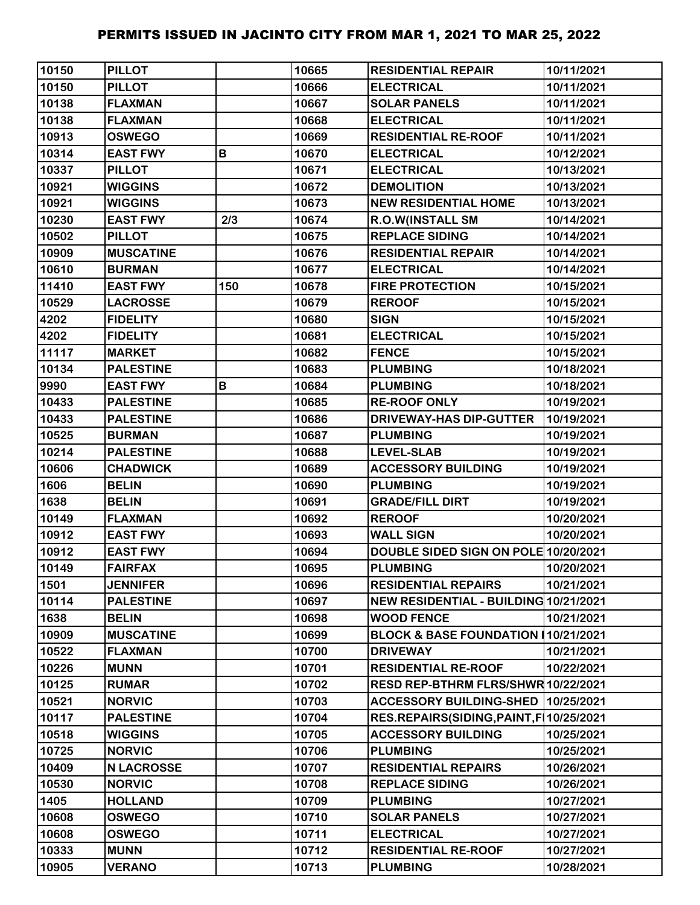# PERMITS ISSUED IN JACINTO CITY FROM MAR 1, 2021 TO MAR 25, 2022

| | | | | | |
|---|---|---|---|---|---|
| 10150 | PILLOT | | 10665 | RESIDENTIAL REPAIR | 10/11/2021 |
| 10150 | PILLOT | | 10666 | ELECTRICAL | 10/11/2021 |
| 10138 | FLAXMAN | | 10667 | SOLAR PANELS | 10/11/2021 |
| 10138 | FLAXMAN | | 10668 | ELECTRICAL | 10/11/2021 |
| 10913 | OSWEGO | | 10669 | RESIDENTIAL RE-ROOF | 10/11/2021 |
| 10314 | EAST FWY | B | 10670 | ELECTRICAL | 10/12/2021 |
| 10337 | PILLOT | | 10671 | ELECTRICAL | 10/13/2021 |
| 10921 | WIGGINS | | 10672 | DEMOLITION | 10/13/2021 |
| 10921 | WIGGINS | | 10673 | NEW RESIDENTIAL HOME | 10/13/2021 |
| 10230 | EAST FWY | 2/3 | 10674 | R.O.W(INSTALL SM | 10/14/2021 |
| 10502 | PILLOT | | 10675 | REPLACE SIDING | 10/14/2021 |
| 10909 | MUSCATINE | | 10676 | RESIDENTIAL REPAIR | 10/14/2021 |
| 10610 | BURMAN | | 10677 | ELECTRICAL | 10/14/2021 |
| 11410 | EAST FWY | 150 | 10678 | FIRE PROTECTION | 10/15/2021 |
| 10529 | LACROSSE | | 10679 | REROOF | 10/15/2021 |
| 4202 | FIDELITY | | 10680 | SIGN | 10/15/2021 |
| 4202 | FIDELITY | | 10681 | ELECTRICAL | 10/15/2021 |
| 11117 | MARKET | | 10682 | FENCE | 10/15/2021 |
| 10134 | PALESTINE | | 10683 | PLUMBING | 10/18/2021 |
| 9990 | EAST FWY | B | 10684 | PLUMBING | 10/18/2021 |
| 10433 | PALESTINE | | 10685 | RE-ROOF ONLY | 10/19/2021 |
| 10433 | PALESTINE | | 10686 | DRIVEWAY-HAS DIP-GUTTER | 10/19/2021 |
| 10525 | BURMAN | | 10687 | PLUMBING | 10/19/2021 |
| 10214 | PALESTINE | | 10688 | LEVEL-SLAB | 10/19/2021 |
| 10606 | CHADWICK | | 10689 | ACCESSORY BUILDING | 10/19/2021 |
| 1606 | BELIN | | 10690 | PLUMBING | 10/19/2021 |
| 1638 | BELIN | | 10691 | GRADE/FILL DIRT | 10/19/2021 |
| 10149 | FLAXMAN | | 10692 | REROOF | 10/20/2021 |
| 10912 | EAST FWY | | 10693 | WALL SIGN | 10/20/2021 |
| 10912 | EAST FWY | | 10694 | DOUBLE SIDED SIGN ON POLE | 10/20/2021 |
| 10149 | FAIRFAX | | 10695 | PLUMBING | 10/20/2021 |
| 1501 | JENNIFER | | 10696 | RESIDENTIAL REPAIRS | 10/21/2021 |
| 10114 | PALESTINE | | 10697 | NEW RESIDENTIAL - BUILDING | 10/21/2021 |
| 1638 | BELIN | | 10698 | WOOD FENCE | 10/21/2021 |
| 10909 | MUSCATINE | | 10699 | BLOCK & BASE FOUNDATION I | 10/21/2021 |
| 10522 | FLAXMAN | | 10700 | DRIVEWAY | 10/21/2021 |
| 10226 | MUNN | | 10701 | RESIDENTIAL RE-ROOF | 10/22/2021 |
| 10125 | RUMAR | | 10702 | RESD REP-BTHRM FLRS/SHWR | 10/22/2021 |
| 10521 | NORVIC | | 10703 | ACCESSORY BUILDING-SHED | 10/25/2021 |
| 10117 | PALESTINE | | 10704 | RES.REPAIRS(SIDING,PAINT,FI | 10/25/2021 |
| 10518 | WIGGINS | | 10705 | ACCESSORY BUILDING | 10/25/2021 |
| 10725 | NORVIC | | 10706 | PLUMBING | 10/25/2021 |
| 10409 | N LACROSSE | | 10707 | RESIDENTIAL REPAIRS | 10/26/2021 |
| 10530 | NORVIC | | 10708 | REPLACE SIDING | 10/26/2021 |
| 1405 | HOLLAND | | 10709 | PLUMBING | 10/27/2021 |
| 10608 | OSWEGO | | 10710 | SOLAR PANELS | 10/27/2021 |
| 10608 | OSWEGO | | 10711 | ELECTRICAL | 10/27/2021 |
| 10333 | MUNN | | 10712 | RESIDENTIAL RE-ROOF | 10/27/2021 |
| 10905 | VERANO | | 10713 | PLUMBING | 10/28/2021 |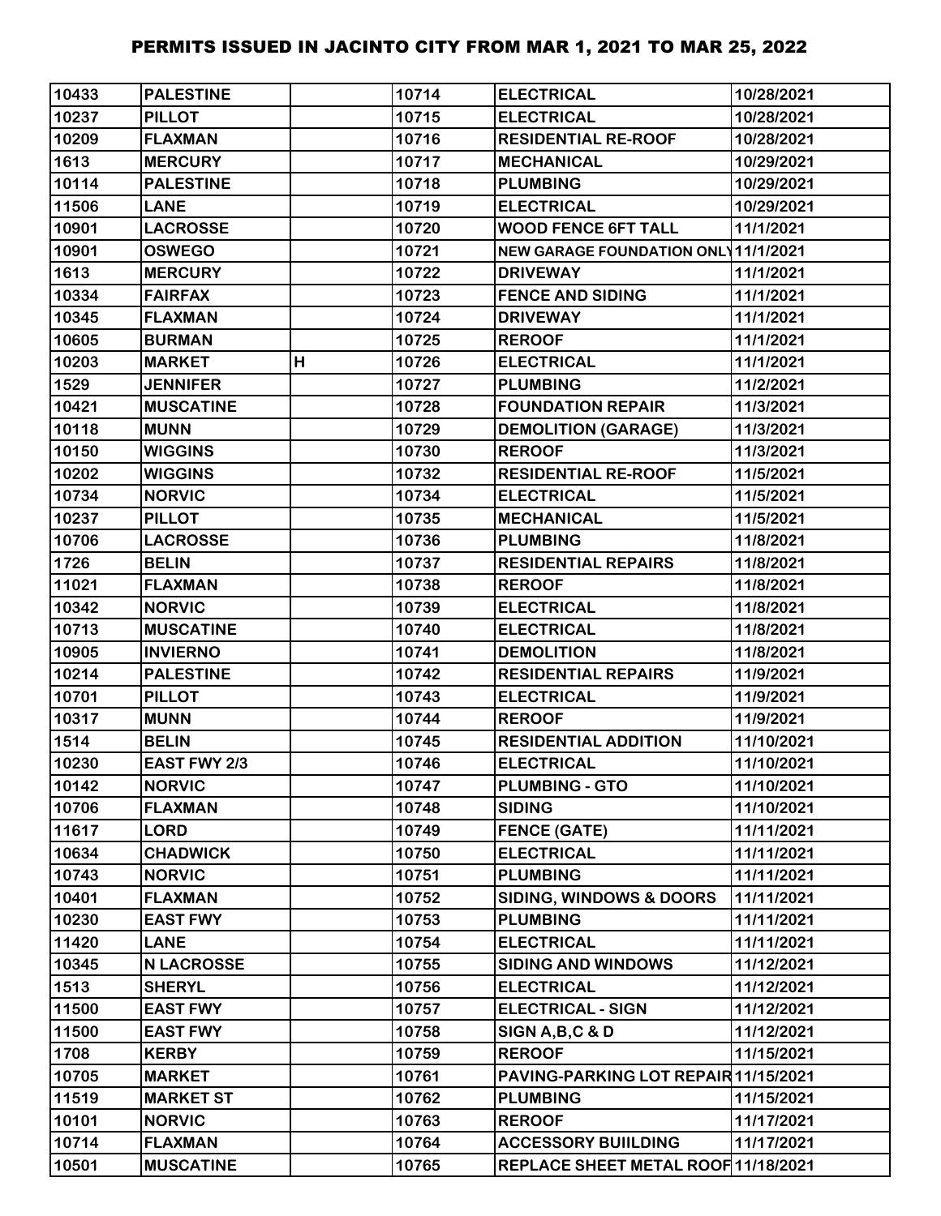# PERMITS ISSUED IN JACINTO CITY FROM MAR 1, 2021 TO MAR 25, 2022

| | | | | | |
|---|---|---|---|---|---|
| 10433 | PALESTINE | | 10714 | ELECTRICAL | 10/28/2021 |
| 10237 | PILLOT | | 10715 | ELECTRICAL | 10/28/2021 |
| 10209 | FLAXMAN | | 10716 | RESIDENTIAL RE-ROOF | 10/28/2021 |
| 1613 | MERCURY | | 10717 | MECHANICAL | 10/29/2021 |
| 10114 | PALESTINE | | 10718 | PLUMBING | 10/29/2021 |
| 11506 | LANE | | 10719 | ELECTRICAL | 10/29/2021 |
| 10901 | LACROSSE | | 10720 | WOOD FENCE 6FT TALL | 11/1/2021 |
| 10901 | OSWEGO | | 10721 | NEW GARAGE FOUNDATION ONLY | 11/1/2021 |
| 1613 | MERCURY | | 10722 | DRIVEWAY | 11/1/2021 |
| 10334 | FAIRFAX | | 10723 | FENCE AND SIDING | 11/1/2021 |
| 10345 | FLAXMAN | | 10724 | DRIVEWAY | 11/1/2021 |
| 10605 | BURMAN | | 10725 | REROOF | 11/1/2021 |
| 10203 | MARKET | H | 10726 | ELECTRICAL | 11/1/2021 |
| 1529 | JENNIFER | | 10727 | PLUMBING | 11/2/2021 |
| 10421 | MUSCATINE | | 10728 | FOUNDATION REPAIR | 11/3/2021 |
| 10118 | MUNN | | 10729 | DEMOLITION (GARAGE) | 11/3/2021 |
| 10150 | WIGGINS | | 10730 | REROOF | 11/3/2021 |
| 10202 | WIGGINS | | 10732 | RESIDENTIAL RE-ROOF | 11/5/2021 |
| 10734 | NORVIC | | 10734 | ELECTRICAL | 11/5/2021 |
| 10237 | PILLOT | | 10735 | MECHANICAL | 11/5/2021 |
| 10706 | LACROSSE | | 10736 | PLUMBING | 11/8/2021 |
| 1726 | BELIN | | 10737 | RESIDENTIAL REPAIRS | 11/8/2021 |
| 11021 | FLAXMAN | | 10738 | REROOF | 11/8/2021 |
| 10342 | NORVIC | | 10739 | ELECTRICAL | 11/8/2021 |
| 10713 | MUSCATINE | | 10740 | ELECTRICAL | 11/8/2021 |
| 10905 | INVIERNO | | 10741 | DEMOLITION | 11/8/2021 |
| 10214 | PALESTINE | | 10742 | RESIDENTIAL REPAIRS | 11/9/2021 |
| 10701 | PILLOT | | 10743 | ELECTRICAL | 11/9/2021 |
| 10317 | MUNN | | 10744 | REROOF | 11/9/2021 |
| 1514 | BELIN | | 10745 | RESIDENTIAL ADDITION | 11/10/2021 |
| 10230 | EAST FWY 2/3 | | 10746 | ELECTRICAL | 11/10/2021 |
| 10142 | NORVIC | | 10747 | PLUMBING - GTO | 11/10/2021 |
| 10706 | FLAXMAN | | 10748 | SIDING | 11/10/2021 |
| 11617 | LORD | | 10749 | FENCE (GATE) | 11/11/2021 |
| 10634 | CHADWICK | | 10750 | ELECTRICAL | 11/11/2021 |
| 10743 | NORVIC | | 10751 | PLUMBING | 11/11/2021 |
| 10401 | FLAXMAN | | 10752 | SIDING, WINDOWS & DOORS | 11/11/2021 |
| 10230 | EAST FWY | | 10753 | PLUMBING | 11/11/2021 |
| 11420 | LANE | | 10754 | ELECTRICAL | 11/11/2021 |
| 10345 | N LACROSSE | | 10755 | SIDING AND WINDOWS | 11/12/2021 |
| 1513 | SHERYL | | 10756 | ELECTRICAL | 11/12/2021 |
| 11500 | EAST FWY | | 10757 | ELECTRICAL - SIGN | 11/12/2021 |
| 11500 | EAST FWY | | 10758 | SIGN A,B,C & D | 11/12/2021 |
| 1708 | KERBY | | 10759 | REROOF | 11/15/2021 |
| 10705 | MARKET | | 10761 | PAVING-PARKING LOT REPAIR | 11/15/2021 |
| 11519 | MARKET ST | | 10762 | PLUMBING | 11/15/2021 |
| 10101 | NORVIC | | 10763 | REROOF | 11/17/2021 |
| 10714 | FLAXMAN | | 10764 | ACCESSORY BUIILDING | 11/17/2021 |
| 10501 | MUSCATINE | | 10765 | REPLACE SHEET METAL ROOF | 11/18/2021 |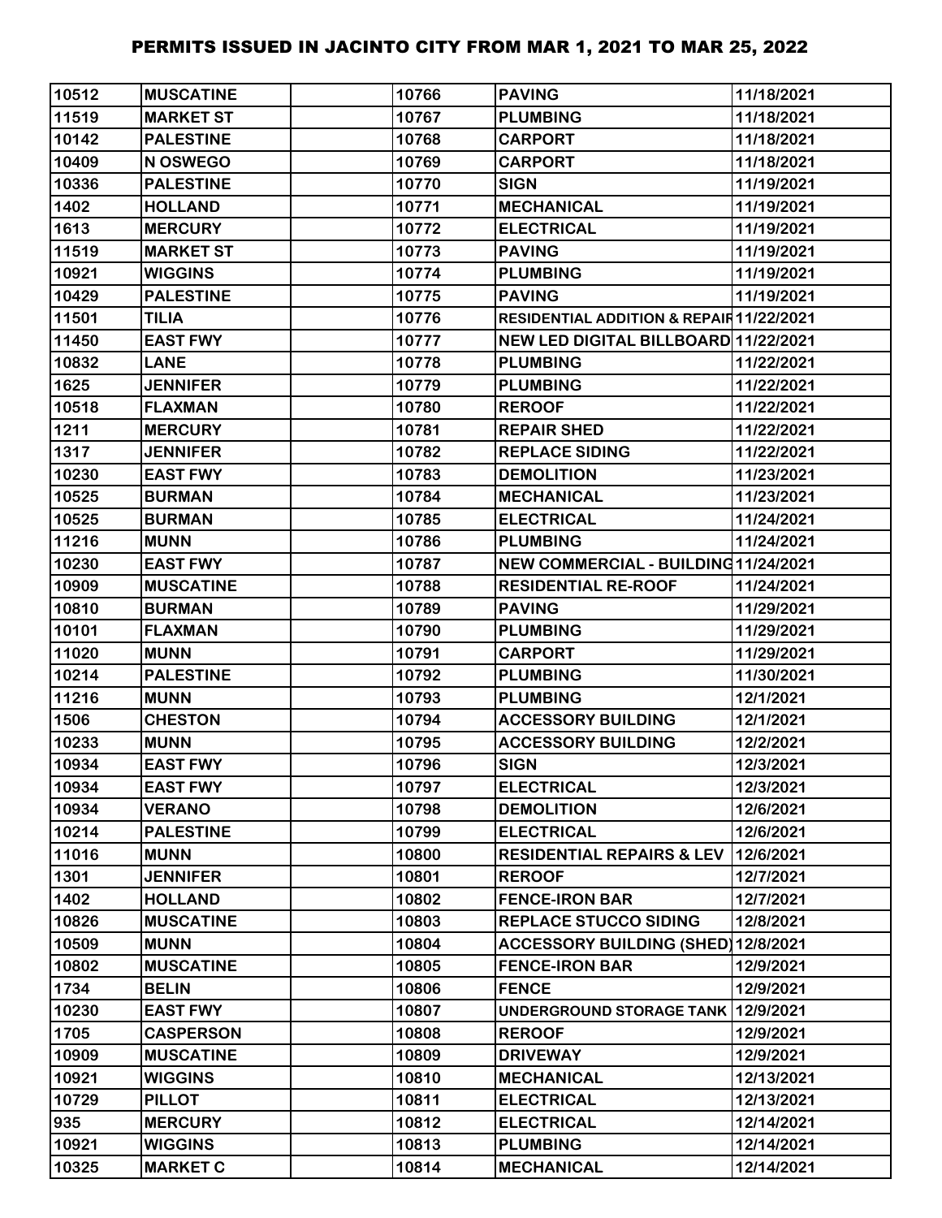# PERMITS ISSUED IN JACINTO CITY FROM MAR 1, 2021 TO MAR 25, 2022

| | | | | | |
|---|---|---|---|---|---|
| 10512 | MUSCATINE | | 10766 | PAVING | 11/18/2021 |
| 11519 | MARKET ST | | 10767 | PLUMBING | 11/18/2021 |
| 10142 | PALESTINE | | 10768 | CARPORT | 11/18/2021 |
| 10409 | N OSWEGO | | 10769 | CARPORT | 11/18/2021 |
| 10336 | PALESTINE | | 10770 | SIGN | 11/19/2021 |
| 1402 | HOLLAND | | 10771 | MECHANICAL | 11/19/2021 |
| 1613 | MERCURY | | 10772 | ELECTRICAL | 11/19/2021 |
| 11519 | MARKET ST | | 10773 | PAVING | 11/19/2021 |
| 10921 | WIGGINS | | 10774 | PLUMBING | 11/19/2021 |
| 10429 | PALESTINE | | 10775 | PAVING | 11/19/2021 |
| 11501 | TILIA | | 10776 | RESIDENTIAL ADDITION & REPAIR | 11/22/2021 |
| 11450 | EAST FWY | | 10777 | NEW LED DIGITAL BILLBOARD | 11/22/2021 |
| 10832 | LANE | | 10778 | PLUMBING | 11/22/2021 |
| 1625 | JENNIFER | | 10779 | PLUMBING | 11/22/2021 |
| 10518 | FLAXMAN | | 10780 | REROOF | 11/22/2021 |
| 1211 | MERCURY | | 10781 | REPAIR SHED | 11/22/2021 |
| 1317 | JENNIFER | | 10782 | REPLACE SIDING | 11/22/2021 |
| 10230 | EAST FWY | | 10783 | DEMOLITION | 11/23/2021 |
| 10525 | BURMAN | | 10784 | MECHANICAL | 11/23/2021 |
| 10525 | BURMAN | | 10785 | ELECTRICAL | 11/24/2021 |
| 11216 | MUNN | | 10786 | PLUMBING | 11/24/2021 |
| 10230 | EAST FWY | | 10787 | NEW COMMERCIAL - BUILDING | 11/24/2021 |
| 10909 | MUSCATINE | | 10788 | RESIDENTIAL RE-ROOF | 11/24/2021 |
| 10810 | BURMAN | | 10789 | PAVING | 11/29/2021 |
| 10101 | FLAXMAN | | 10790 | PLUMBING | 11/29/2021 |
| 11020 | MUNN | | 10791 | CARPORT | 11/29/2021 |
| 10214 | PALESTINE | | 10792 | PLUMBING | 11/30/2021 |
| 11216 | MUNN | | 10793 | PLUMBING | 12/1/2021 |
| 1506 | CHESTON | | 10794 | ACCESSORY BUILDING | 12/1/2021 |
| 10233 | MUNN | | 10795 | ACCESSORY BUILDING | 12/2/2021 |
| 10934 | EAST FWY | | 10796 | SIGN | 12/3/2021 |
| 10934 | EAST FWY | | 10797 | ELECTRICAL | 12/3/2021 |
| 10934 | VERANO | | 10798 | DEMOLITION | 12/6/2021 |
| 10214 | PALESTINE | | 10799 | ELECTRICAL | 12/6/2021 |
| 11016 | MUNN | | 10800 | RESIDENTIAL REPAIRS & LEV | 12/6/2021 |
| 1301 | JENNIFER | | 10801 | REROOF | 12/7/2021 |
| 1402 | HOLLAND | | 10802 | FENCE-IRON BAR | 12/7/2021 |
| 10826 | MUSCATINE | | 10803 | REPLACE STUCCO SIDING | 12/8/2021 |
| 10509 | MUNN | | 10804 | ACCESSORY BUILDING (SHED) | 12/8/2021 |
| 10802 | MUSCATINE | | 10805 | FENCE-IRON BAR | 12/9/2021 |
| 1734 | BELIN | | 10806 | FENCE | 12/9/2021 |
| 10230 | EAST FWY | | 10807 | UNDERGROUND STORAGE TANK | 12/9/2021 |
| 1705 | CASPERSON | | 10808 | REROOF | 12/9/2021 |
| 10909 | MUSCATINE | | 10809 | DRIVEWAY | 12/9/2021 |
| 10921 | WIGGINS | | 10810 | MECHANICAL | 12/13/2021 |
| 10729 | PILLOT | | 10811 | ELECTRICAL | 12/13/2021 |
| 935 | MERCURY | | 10812 | ELECTRICAL | 12/14/2021 |
| 10921 | WIGGINS | | 10813 | PLUMBING | 12/14/2021 |
| 10325 | MARKET C | | 10814 | MECHANICAL | 12/14/2021 |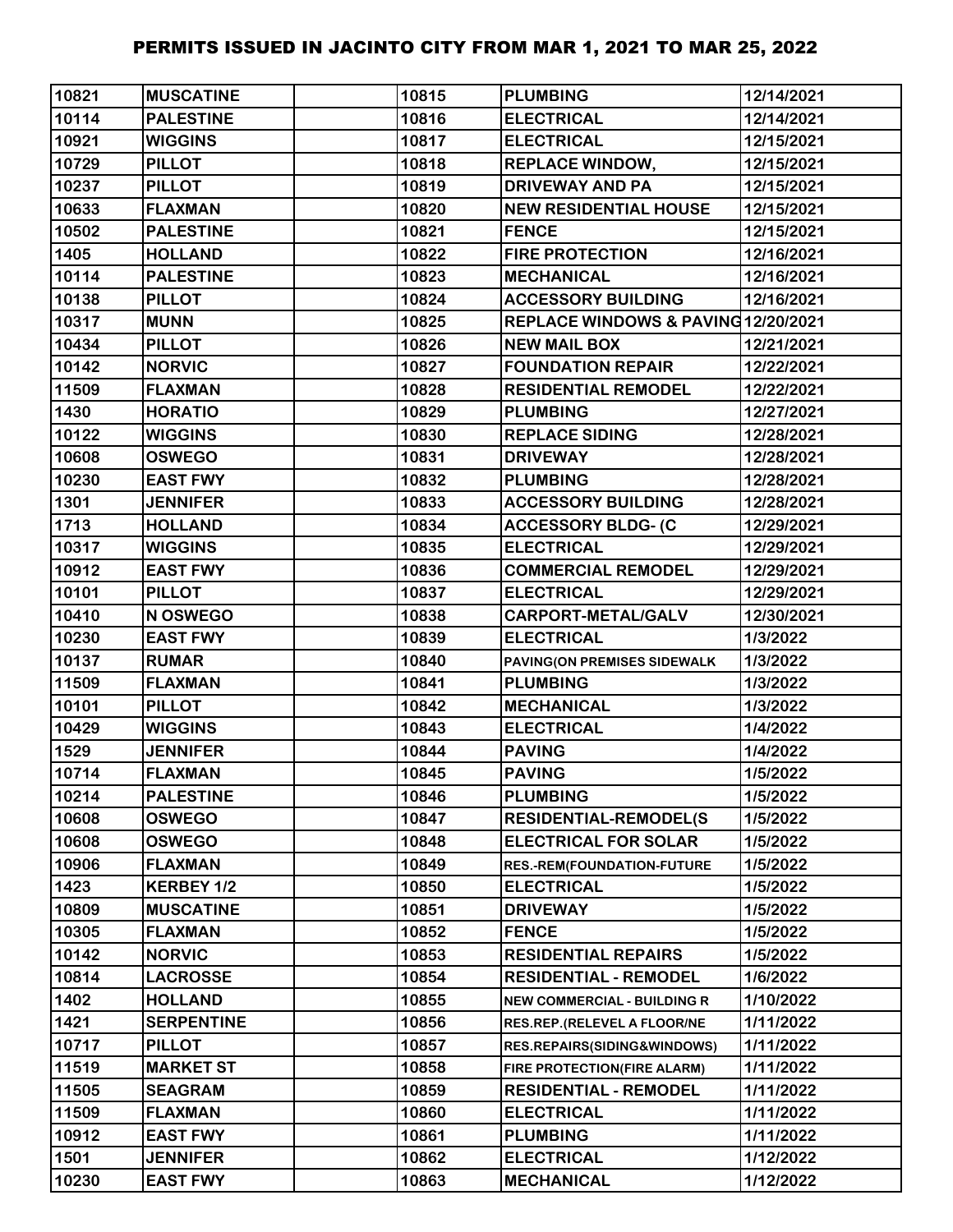# PERMITS ISSUED IN JACINTO CITY FROM MAR 1, 2021 TO MAR 25, 2022

| | | | | | |
|---|---|---|---|---|---|
| 10821 | MUSCATINE | | 10815 | PLUMBING | 12/14/2021 |
| 10114 | PALESTINE | | 10816 | ELECTRICAL | 12/14/2021 |
| 10921 | WIGGINS | | 10817 | ELECTRICAL | 12/15/2021 |
| 10729 | PILLOT | | 10818 | REPLACE WINDOW, | 12/15/2021 |
| 10237 | PILLOT | | 10819 | DRIVEWAY AND PA | 12/15/2021 |
| 10633 | FLAXMAN | | 10820 | NEW RESIDENTIAL HOUSE | 12/15/2021 |
| 10502 | PALESTINE | | 10821 | FENCE | 12/15/2021 |
| 1405 | HOLLAND | | 10822 | FIRE PROTECTION | 12/16/2021 |
| 10114 | PALESTINE | | 10823 | MECHANICAL | 12/16/2021 |
| 10138 | PILLOT | | 10824 | ACCESSORY BUILDING | 12/16/2021 |
| 10317 | MUNN | | 10825 | REPLACE WINDOWS & PAVING | 12/20/2021 |
| 10434 | PILLOT | | 10826 | NEW MAIL BOX | 12/21/2021 |
| 10142 | NORVIC | | 10827 | FOUNDATION REPAIR | 12/22/2021 |
| 11509 | FLAXMAN | | 10828 | RESIDENTIAL REMODEL | 12/22/2021 |
| 1430 | HORATIO | | 10829 | PLUMBING | 12/27/2021 |
| 10122 | WIGGINS | | 10830 | REPLACE SIDING | 12/28/2021 |
| 10608 | OSWEGO | | 10831 | DRIVEWAY | 12/28/2021 |
| 10230 | EAST FWY | | 10832 | PLUMBING | 12/28/2021 |
| 1301 | JENNIFER | | 10833 | ACCESSORY BUILDING | 12/28/2021 |
| 1713 | HOLLAND | | 10834 | ACCESSORY BLDG- (C | 12/29/2021 |
| 10317 | WIGGINS | | 10835 | ELECTRICAL | 12/29/2021 |
| 10912 | EAST FWY | | 10836 | COMMERCIAL REMODEL | 12/29/2021 |
| 10101 | PILLOT | | 10837 | ELECTRICAL | 12/29/2021 |
| 10410 | N OSWEGO | | 10838 | CARPORT-METAL/GALV | 12/30/2021 |
| 10230 | EAST FWY | | 10839 | ELECTRICAL | 1/3/2022 |
| 10137 | RUMAR | | 10840 | PAVING(ON PREMISES SIDEWALK | 1/3/2022 |
| 11509 | FLAXMAN | | 10841 | PLUMBING | 1/3/2022 |
| 10101 | PILLOT | | 10842 | MECHANICAL | 1/3/2022 |
| 10429 | WIGGINS | | 10843 | ELECTRICAL | 1/4/2022 |
| 1529 | JENNIFER | | 10844 | PAVING | 1/4/2022 |
| 10714 | FLAXMAN | | 10845 | PAVING | 1/5/2022 |
| 10214 | PALESTINE | | 10846 | PLUMBING | 1/5/2022 |
| 10608 | OSWEGO | | 10847 | RESIDENTIAL-REMODEL(S | 1/5/2022 |
| 10608 | OSWEGO | | 10848 | ELECTRICAL FOR SOLAR | 1/5/2022 |
| 10906 | FLAXMAN | | 10849 | RES.-REM(FOUNDATION-FUTURE | 1/5/2022 |
| 1423 | KERBEY 1/2 | | 10850 | ELECTRICAL | 1/5/2022 |
| 10809 | MUSCATINE | | 10851 | DRIVEWAY | 1/5/2022 |
| 10305 | FLAXMAN | | 10852 | FENCE | 1/5/2022 |
| 10142 | NORVIC | | 10853 | RESIDENTIAL REPAIRS | 1/5/2022 |
| 10814 | LACROSSE | | 10854 | RESIDENTIAL - REMODEL | 1/6/2022 |
| 1402 | HOLLAND | | 10855 | NEW COMMERCIAL - BUILDING R | 1/10/2022 |
| 1421 | SERPENTINE | | 10856 | RES.REP.(RELEVEL A FLOOR/NE | 1/11/2022 |
| 10717 | PILLOT | | 10857 | RES.REPAIRS(SIDING&WINDOWS) | 1/11/2022 |
| 11519 | MARKET ST | | 10858 | FIRE PROTECTION(FIRE ALARM) | 1/11/2022 |
| 11505 | SEAGRAM | | 10859 | RESIDENTIAL - REMODEL | 1/11/2022 |
| 11509 | FLAXMAN | | 10860 | ELECTRICAL | 1/11/2022 |
| 10912 | EAST FWY | | 10861 | PLUMBING | 1/11/2022 |
| 1501 | JENNIFER | | 10862 | ELECTRICAL | 1/12/2022 |
| 10230 | EAST FWY | | 10863 | MECHANICAL | 1/12/2022 |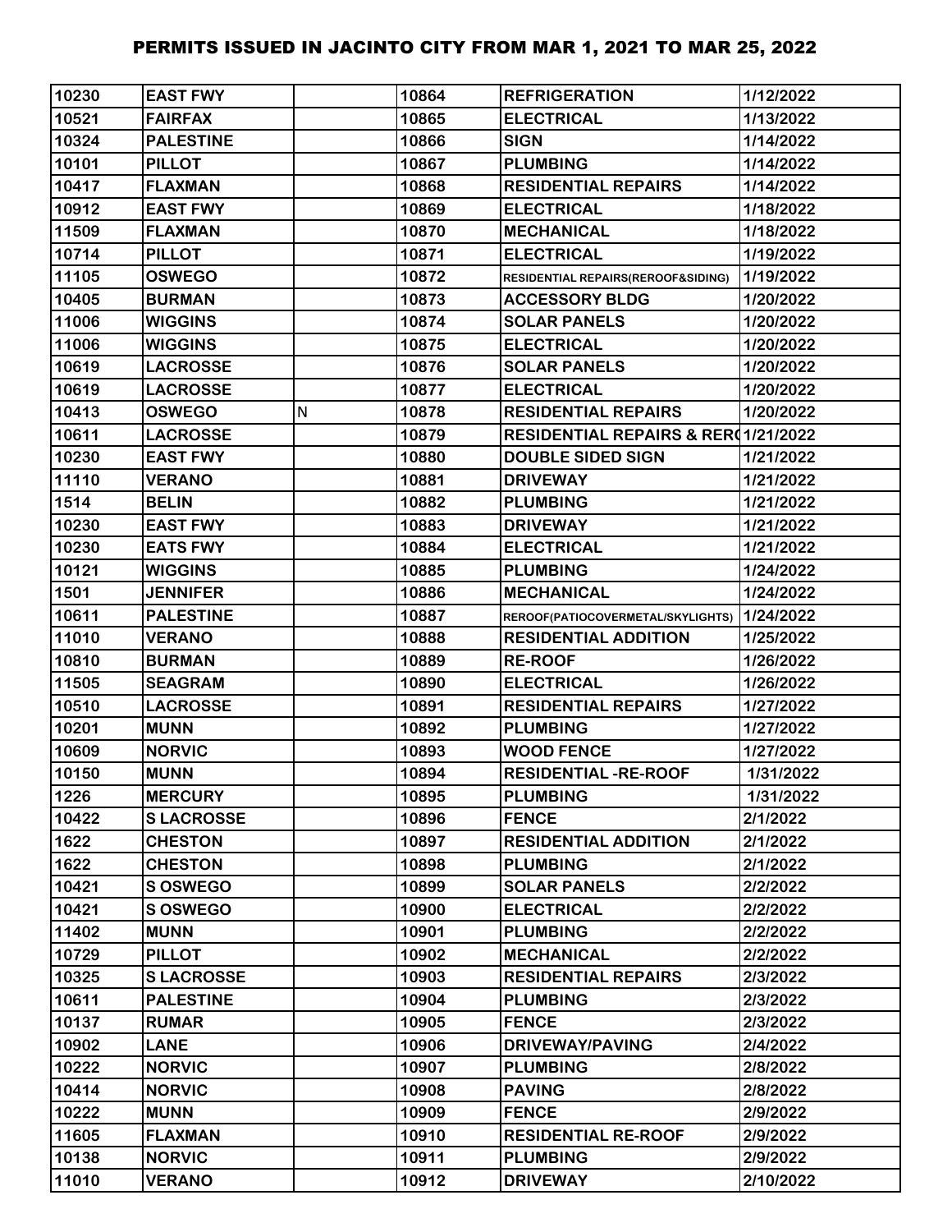# PERMITS ISSUED IN JACINTO CITY FROM MAR 1, 2021 TO MAR 25, 2022

| | | | | | |
|---|---|---|---|---|---|
| 10230 | EAST FWY | | 10864 | REFRIGERATION | 1/12/2022 |
| 10521 | FAIRFAX | | 10865 | ELECTRICAL | 1/13/2022 |
| 10324 | PALESTINE | | 10866 | SIGN | 1/14/2022 |
| 10101 | PILLOT | | 10867 | PLUMBING | 1/14/2022 |
| 10417 | FLAXMAN | | 10868 | RESIDENTIAL REPAIRS | 1/14/2022 |
| 10912 | EAST FWY | | 10869 | ELECTRICAL | 1/18/2022 |
| 11509 | FLAXMAN | | 10870 | MECHANICAL | 1/18/2022 |
| 10714 | PILLOT | | 10871 | ELECTRICAL | 1/19/2022 |
| 11105 | OSWEGO | | 10872 | RESIDENTIAL REPAIRS(REROOF&SIDING) | 1/19/2022 |
| 10405 | BURMAN | | 10873 | ACCESSORY BLDG | 1/20/2022 |
| 11006 | WIGGINS | | 10874 | SOLAR PANELS | 1/20/2022 |
| 11006 | WIGGINS | | 10875 | ELECTRICAL | 1/20/2022 |
| 10619 | LACROSSE | | 10876 | SOLAR PANELS | 1/20/2022 |
| 10619 | LACROSSE | | 10877 | ELECTRICAL | 1/20/2022 |
| 10413 | OSWEGO | N | 10878 | RESIDENTIAL REPAIRS | 1/20/2022 |
| 10611 | LACROSSE | | 10879 | RESIDENTIAL REPAIRS & RER( | 1/21/2022 |
| 10230 | EAST FWY | | 10880 | DOUBLE SIDED SIGN | 1/21/2022 |
| 11110 | VERANO | | 10881 | DRIVEWAY | 1/21/2022 |
| 1514 | BELIN | | 10882 | PLUMBING | 1/21/2022 |
| 10230 | EAST FWY | | 10883 | DRIVEWAY | 1/21/2022 |
| 10230 | EATS FWY | | 10884 | ELECTRICAL | 1/21/2022 |
| 10121 | WIGGINS | | 10885 | PLUMBING | 1/24/2022 |
| 1501 | JENNIFER | | 10886 | MECHANICAL | 1/24/2022 |
| 10611 | PALESTINE | | 10887 | REROOF(PATIOCOVERMETAL/SKYLIGHTS) | 1/24/2022 |
| 11010 | VERANO | | 10888 | RESIDENTIAL ADDITION | 1/25/2022 |
| 10810 | BURMAN | | 10889 | RE-ROOF | 1/26/2022 |
| 11505 | SEAGRAM | | 10890 | ELECTRICAL | 1/26/2022 |
| 10510 | LACROSSE | | 10891 | RESIDENTIAL REPAIRS | 1/27/2022 |
| 10201 | MUNN | | 10892 | PLUMBING | 1/27/2022 |
| 10609 | NORVIC | | 10893 | WOOD FENCE | 1/27/2022 |
| 10150 | MUNN | | 10894 | RESIDENTIAL -RE-ROOF | 1/31/2022 |
| 1226 | MERCURY | | 10895 | PLUMBING | 1/31/2022 |
| 10422 | S LACROSSE | | 10896 | FENCE | 2/1/2022 |
| 1622 | CHESTON | | 10897 | RESIDENTIAL ADDITION | 2/1/2022 |
| 1622 | CHESTON | | 10898 | PLUMBING | 2/1/2022 |
| 10421 | S OSWEGO | | 10899 | SOLAR PANELS | 2/2/2022 |
| 10421 | S OSWEGO | | 10900 | ELECTRICAL | 2/2/2022 |
| 11402 | MUNN | | 10901 | PLUMBING | 2/2/2022 |
| 10729 | PILLOT | | 10902 | MECHANICAL | 2/2/2022 |
| 10325 | S LACROSSE | | 10903 | RESIDENTIAL REPAIRS | 2/3/2022 |
| 10611 | PALESTINE | | 10904 | PLUMBING | 2/3/2022 |
| 10137 | RUMAR | | 10905 | FENCE | 2/3/2022 |
| 10902 | LANE | | 10906 | DRIVEWAY/PAVING | 2/4/2022 |
| 10222 | NORVIC | | 10907 | PLUMBING | 2/8/2022 |
| 10414 | NORVIC | | 10908 | PAVING | 2/8/2022 |
| 10222 | MUNN | | 10909 | FENCE | 2/9/2022 |
| 11605 | FLAXMAN | | 10910 | RESIDENTIAL RE-ROOF | 2/9/2022 |
| 10138 | NORVIC | | 10911 | PLUMBING | 2/9/2022 |
| 11010 | VERANO | | 10912 | DRIVEWAY | 2/10/2022 |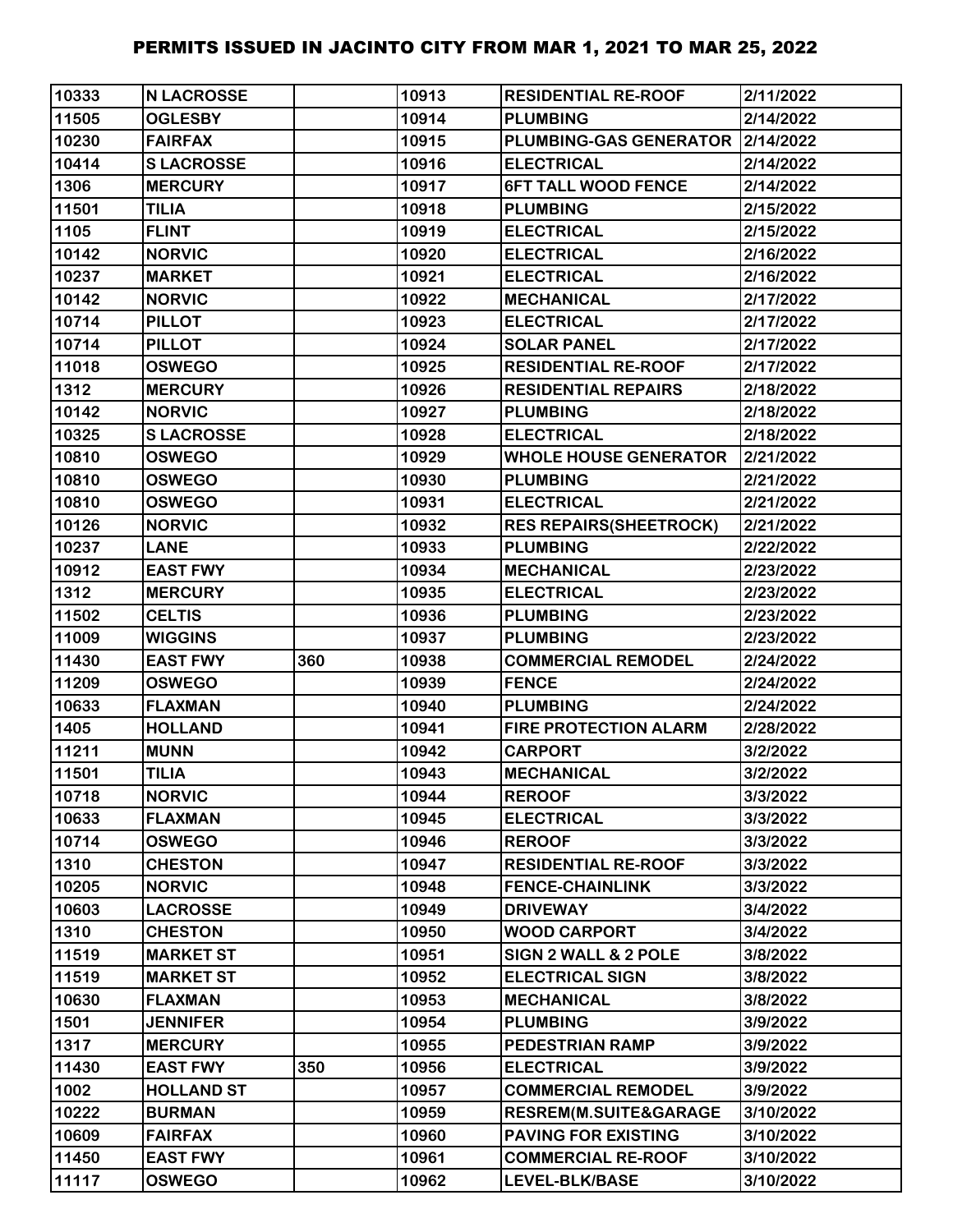| 10333 | N LACROSSE | | 10913 | RESIDENTIAL RE-ROOF | 2/11/2022 |
|---|---|---|---|---|---|
| 11505 | OGLESBY | | 10914 | PLUMBING | 2/14/2022 |
| 10230 | FAIRFAX | | 10915 | PLUMBING-GAS GENERATOR | 2/14/2022 |
| 10414 | S LACROSSE | | 10916 | ELECTRICAL | 2/14/2022 |
| 1306 | MERCURY | | 10917 | 6FT TALL WOOD FENCE | 2/14/2022 |
| 11501 | TILIA | | 10918 | PLUMBING | 2/15/2022 |
| 1105 | FLINT | | 10919 | ELECTRICAL | 2/15/2022 |
| 10142 | NORVIC | | 10920 | ELECTRICAL | 2/16/2022 |
| 10237 | MARKET | | 10921 | ELECTRICAL | 2/16/2022 |
| 10142 | NORVIC | | 10922 | MECHANICAL | 2/17/2022 |
| 10714 | PILLOT | | 10923 | ELECTRICAL | 2/17/2022 |
| 10714 | PILLOT | | 10924 | SOLAR PANEL | 2/17/2022 |
| 11018 | OSWEGO | | 10925 | RESIDENTIAL RE-ROOF | 2/17/2022 |
| 1312 | MERCURY | | 10926 | RESIDENTIAL REPAIRS | 2/18/2022 |
| 10142 | NORVIC | | 10927 | PLUMBING | 2/18/2022 |
| 10325 | S LACROSSE | | 10928 | ELECTRICAL | 2/18/2022 |
| 10810 | OSWEGO | | 10929 | WHOLE HOUSE GENERATOR | 2/21/2022 |
| 10810 | OSWEGO | | 10930 | PLUMBING | 2/21/2022 |
| 10810 | OSWEGO | | 10931 | ELECTRICAL | 2/21/2022 |
| 10126 | NORVIC | | 10932 | RES REPAIRS(SHEETROCK) | 2/21/2022 |
| 10237 | LANE | | 10933 | PLUMBING | 2/22/2022 |
| 10912 | EAST FWY | | 10934 | MECHANICAL | 2/23/2022 |
| 1312 | MERCURY | | 10935 | ELECTRICAL | 2/23/2022 |
| 11502 | CELTIS | | 10936 | PLUMBING | 2/23/2022 |
| 11009 | WIGGINS | | 10937 | PLUMBING | 2/23/2022 |
| 11430 | EAST FWY | 360 | 10938 | COMMERCIAL REMODEL | 2/24/2022 |
| 11209 | OSWEGO | | 10939 | FENCE | 2/24/2022 |
| 10633 | FLAXMAN | | 10940 | PLUMBING | 2/24/2022 |
| 1405 | HOLLAND | | 10941 | FIRE PROTECTION ALARM | 2/28/2022 |
| 11211 | MUNN | | 10942 | CARPORT | 3/2/2022 |
| 11501 | TILIA | | 10943 | MECHANICAL | 3/2/2022 |
| 10718 | NORVIC | | 10944 | REROOF | 3/3/2022 |
| 10633 | FLAXMAN | | 10945 | ELECTRICAL | 3/3/2022 |
| 10714 | OSWEGO | | 10946 | REROOF | 3/3/2022 |
| 1310 | CHESTON | | 10947 | RESIDENTIAL RE-ROOF | 3/3/2022 |
| 10205 | NORVIC | | 10948 | FENCE-CHAINLINK | 3/3/2022 |
| 10603 | LACROSSE | | 10949 | DRIVEWAY | 3/4/2022 |
| 1310 | CHESTON | | 10950 | WOOD CARPORT | 3/4/2022 |
| 11519 | MARKET ST | | 10951 | SIGN 2 WALL & 2 POLE | 3/8/2022 |
| 11519 | MARKET ST | | 10952 | ELECTRICAL SIGN | 3/8/2022 |
| 10630 | FLAXMAN | | 10953 | MECHANICAL | 3/8/2022 |
| 1501 | JENNIFER | | 10954 | PLUMBING | 3/9/2022 |
| 1317 | MERCURY | | 10955 | PEDESTRIAN RAMP | 3/9/2022 |
| 11430 | EAST FWY | 350 | 10956 | ELECTRICAL | 3/9/2022 |
| 1002 | HOLLAND ST | | 10957 | COMMERCIAL REMODEL | 3/9/2022 |
| 10222 | BURMAN | | 10959 | RESREM(M.SUITE&GARAGE | 3/10/2022 |
| 10609 | FAIRFAX | | 10960 | PAVING FOR EXISTING | 3/10/2022 |
| 11450 | EAST FWY | | 10961 | COMMERCIAL RE-ROOF | 3/10/2022 |
| 11117 | OSWEGO | | 10962 | LEVEL-BLK/BASE | 3/10/2022 |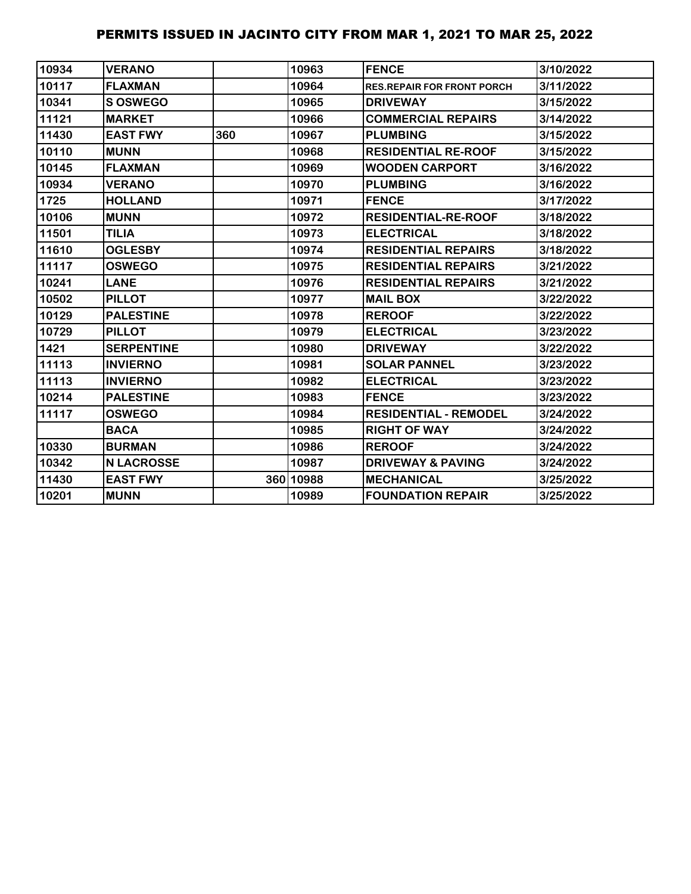# PERMITS ISSUED IN JACINTO CITY FROM MAR 1, 2021 TO MAR 25, 2022

| | | | | | |
|---|---|---|---|---|---|
| 10934 | VERANO | | 10963 | FENCE | 3/10/2022 |
| 10117 | FLAXMAN | | 10964 | RES.REPAIR FOR FRONT PORCH | 3/11/2022 |
| 10341 | S OSWEGO | | 10965 | DRIVEWAY | 3/15/2022 |
| 11121 | MARKET | | 10966 | COMMERCIAL REPAIRS | 3/14/2022 |
| 11430 | EAST FWY | 360 | 10967 | PLUMBING | 3/15/2022 |
| 10110 | MUNN | | 10968 | RESIDENTIAL RE-ROOF | 3/15/2022 |
| 10145 | FLAXMAN | | 10969 | WOODEN CARPORT | 3/16/2022 |
| 10934 | VERANO | | 10970 | PLUMBING | 3/16/2022 |
| 1725 | HOLLAND | | 10971 | FENCE | 3/17/2022 |
| 10106 | MUNN | | 10972 | RESIDENTIAL-RE-ROOF | 3/18/2022 |
| 11501 | TILIA | | 10973 | ELECTRICAL | 3/18/2022 |
| 11610 | OGLESBY | | 10974 | RESIDENTIAL REPAIRS | 3/18/2022 |
| 11117 | OSWEGO | | 10975 | RESIDENTIAL REPAIRS | 3/21/2022 |
| 10241 | LANE | | 10976 | RESIDENTIAL REPAIRS | 3/21/2022 |
| 10502 | PILLOT | | 10977 | MAIL BOX | 3/22/2022 |
| 10129 | PALESTINE | | 10978 | REROOF | 3/22/2022 |
| 10729 | PILLOT | | 10979 | ELECTRICAL | 3/23/2022 |
| 1421 | SERPENTINE | | 10980 | DRIVEWAY | 3/22/2022 |
| 11113 | INVIERNO | | 10981 | SOLAR PANNEL | 3/23/2022 |
| 11113 | INVIERNO | | 10982 | ELECTRICAL | 3/23/2022 |
| 10214 | PALESTINE | | 10983 | FENCE | 3/23/2022 |
| 11117 | OSWEGO | | 10984 | RESIDENTIAL - REMODEL | 3/24/2022 |
| | BACA | | 10985 | RIGHT OF WAY | 3/24/2022 |
| 10330 | BURMAN | | 10986 | REROOF | 3/24/2022 |
| 10342 | N LACROSSE | | 10987 | DRIVEWAY & PAVING | 3/24/2022 |
| 11430 | EAST FWY | 360 | 10988 | MECHANICAL | 3/25/2022 |
| 10201 | MUNN | | 10989 | FOUNDATION REPAIR | 3/25/2022 |